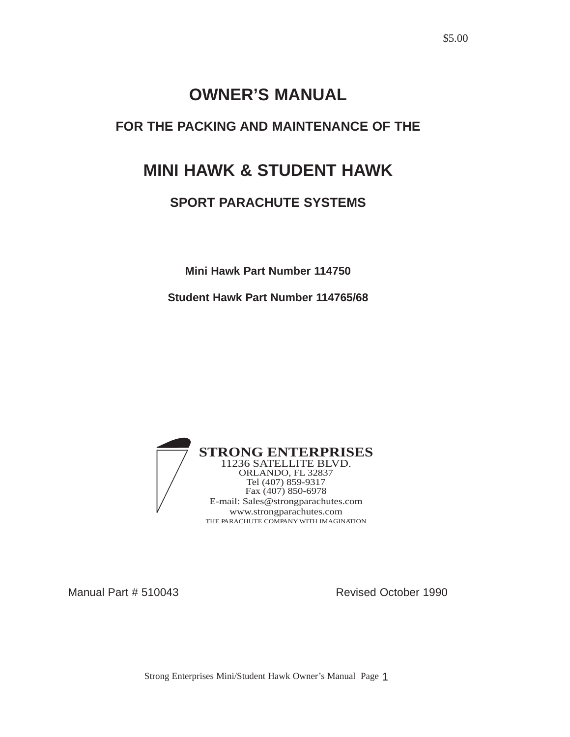$5.00

# OWNER'S MANUAL

## FOR THE PACKING AND MAINTENANCE OF THE

# MINI HAWK & STUDENT HAWK

## SPORT PARACHUTE SYSTEMS

**Mini Hawk Part Number 114750**

**Student Hawk Part Number 114765/68**

**STRONG ENTERPRISES**
11236 SATELLITE BLVD.
ORLANDO, FL 32837
Tel (407) 859-9317
Fax (407) 850-6978
E-mail: Sales@strongparachutes.com
www.strongparachutes.com
THE PARACHUTE COMPANY WITH IMAGINATION

Manual Part # 510043 Revised October 1990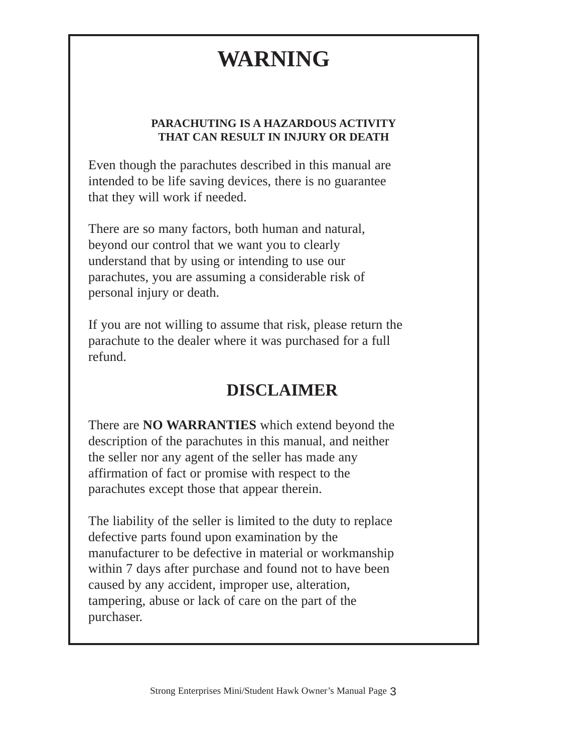# WARNING

**PARACHUTING IS A HAZARDOUS ACTIVITY THAT CAN RESULT IN INJURY OR DEATH**

Even though the parachutes described in this manual are intended to be life saving devices, there is no guarantee that they will work if needed.

There are so many factors, both human and natural, beyond our control that we want you to clearly understand that by using or intending to use our parachutes, you are assuming a considerable risk of personal injury or death.

If you are not willing to assume that risk, please return the parachute to the dealer where it was purchased for a full refund.

# DISCLAIMER

There are **NO WARRANTIES** which extend beyond the description of the parachutes in this manual, and neither the seller nor any agent of the seller has made any affirmation of fact or promise with respect to the parachutes except those that appear therein.

The liability of the seller is limited to the duty to replace defective parts found upon examination by the manufacturer to be defective in material or workmanship within 7 days after purchase and found not to have been caused by any accident, improper use, alteration, tampering, abuse or lack of care on the part of the purchaser.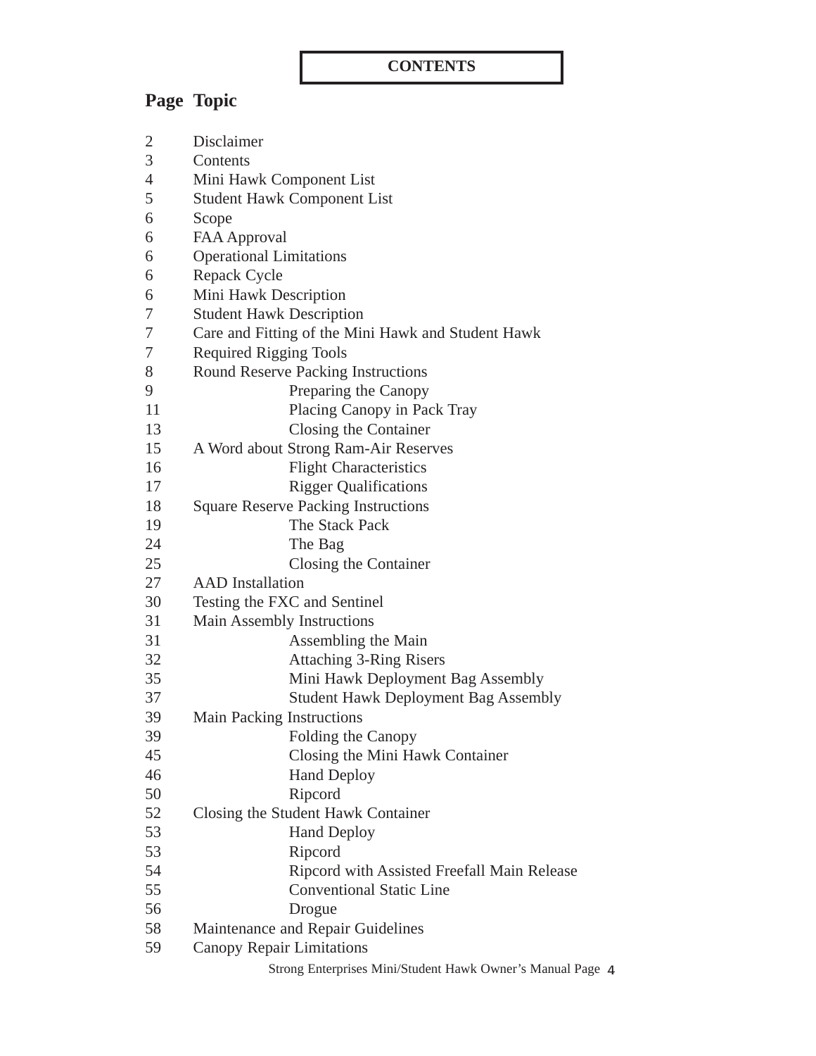# CONTENTS

| Page | Topic |
| --- | --- |
| 2 | Disclaimer |
| 3 | Contents |
| 4 | Mini Hawk Component List |
| 5 | Student Hawk Component List |
| 6 | Scope |
| 6 | FAA Approval |
| 6 | Operational Limitations |
| 6 | Repack Cycle |
| 6 | Mini Hawk Description |
| 7 | Student Hawk Description |
| 7 | Care and Fitting of the Mini Hawk and Student Hawk |
| 7 | Required Rigging Tools |
| 8 | Round Reserve Packing Instructions |
| 9 | Preparing the Canopy |
| 11 | Placing Canopy in Pack Tray |
| 13 | Closing the Container |
| 15 | A Word about Strong Ram-Air Reserves |
| 16 | Flight Characteristics |
| 17 | Rigger Qualifications |
| 18 | Square Reserve Packing Instructions |
| 19 | The Stack Pack |
| 24 | The Bag |
| 25 | Closing the Container |
| 27 | AAD Installation |
| 30 | Testing the FXC and Sentinel |
| 31 | Main Assembly Instructions |
| 31 | Assembling the Main |
| 32 | Attaching 3-Ring Risers |
| 35 | Mini Hawk Deployment Bag Assembly |
| 37 | Student Hawk Deployment Bag Assembly |
| 39 | Main Packing Instructions |
| 39 | Folding the Canopy |
| 45 | Closing the Mini Hawk Container |
| 46 | Hand Deploy |
| 50 | Ripcord |
| 52 | Closing the Student Hawk Container |
| 53 | Hand Deploy |
| 53 | Ripcord |
| 54 | Ripcord with Assisted Freefall Main Release |
| 55 | Conventional Static Line |
| 56 | Drogue |
| 58 | Maintenance and Repair Guidelines |
| 59 | Canopy Repair Limitations |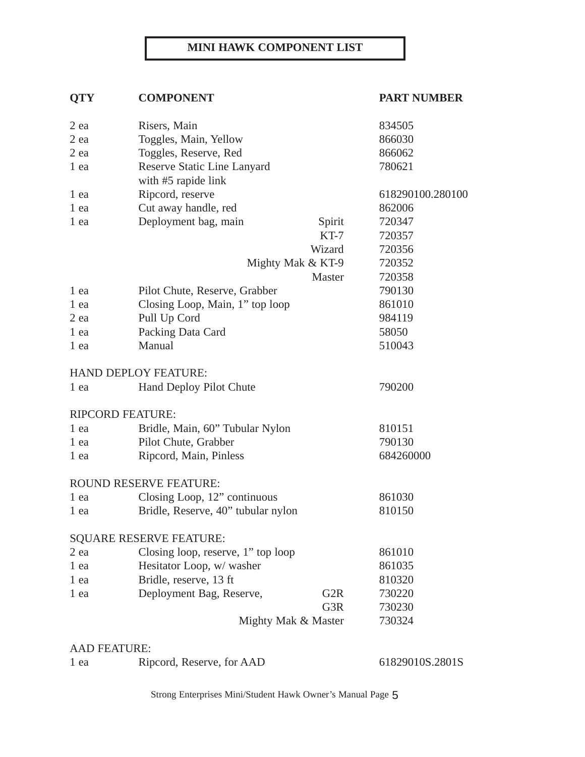# MINI HAWK COMPONENT LIST

| QTY | COMPONENT | | PART NUMBER |
|---|---|---|---|
| 2 ea | Risers, Main | | 834505 |
| 2 ea | Toggles, Main, Yellow | | 866030 |
| 2 ea | Toggles, Reserve, Red | | 866062 |
| 1 ea | Reserve Static Line Lanyard with #5 rapide link | | 780621 |
| 1 ea | Ripcord, reserve | | 618290100.280100 |
| 1 ea | Cut away handle, red | | 862006 |
| 1 ea | Deployment bag, main | Spirit | 720347 |
| | | KT-7 | 720357 |
| | | Wizard | 720356 |
| | | Mighty Mak & KT-9 | 720352 |
| | | Master | 720358 |
| 1 ea | Pilot Chute, Reserve, Grabber | | 790130 |
| 1 ea | Closing Loop, Main, 1" top loop | | 861010 |
| 2 ea | Pull Up Cord | | 984119 |
| 1 ea | Packing Data Card | | 58050 |
| 1 ea | Manual | | 510043 |
| **HAND DEPLOY FEATURE:** | | | |
| 1 ea | Hand Deploy Pilot Chute | | 790200 |
| **RIPCORD FEATURE:** | | | |
| 1 ea | Bridle, Main, 60" Tubular Nylon | | 810151 |
| 1 ea | Pilot Chute, Grabber | | 790130 |
| 1 ea | Ripcord, Main, Pinless | | 684260000 |
| **ROUND RESERVE FEATURE:** | | | |
| 1 ea | Closing Loop, 12" continuous | | 861030 |
| 1 ea | Bridle, Reserve, 40" tubular nylon | | 810150 |
| **SQUARE RESERVE FEATURE:** | | | |
| 2 ea | Closing loop, reserve, 1" top loop | | 861010 |
| 1 ea | Hesitator Loop, w/ washer | | 861035 |
| 1 ea | Bridle, reserve, 13 ft | | 810320 |
| 1 ea | Deployment Bag, Reserve, | G2R | 730220 |
| | | G3R | 730230 |
| | | Mighty Mak & Master | 730324 |
| **AAD FEATURE:** | | | |
| 1 ea | Ripcord, Reserve, for AAD | | 61829010S.2801S |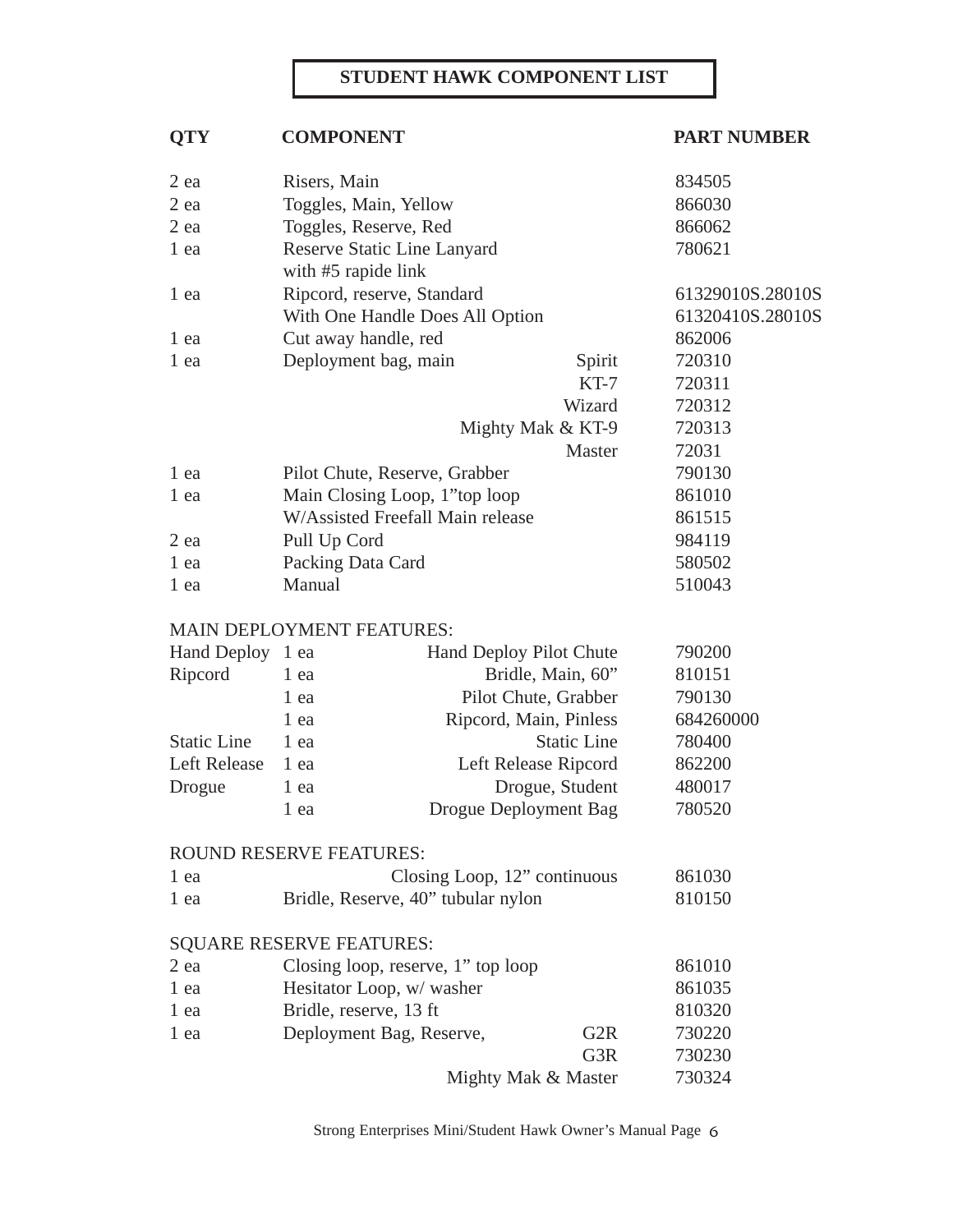# STUDENT HAWK COMPONENT LIST

| QTY | COMPONENT | | PART NUMBER |
|---|---|---|---|
| 2 ea | Risers, Main | | 834505 |
| 2 ea | Toggles, Main, Yellow | | 866030 |
| 2 ea | Toggles, Reserve, Red | | 866062 |
| 1 ea | Reserve Static Line Lanyard with #5 rapide link | | 780621 |
| 1 ea | Ripcord, reserve, Standard | | 61329010S.28010S |
| | With One Handle Does All Option | | 61320410S.28010S |
| 1 ea | Cut away handle, red | | 862006 |
| 1 ea | Deployment bag, main | Spirit | 720310 |
| | | KT-7 | 720311 |
| | | Wizard | 720312 |
| | | Mighty Mak & KT-9 | 720313 |
| | | Master | 72031 |
| 1 ea | Pilot Chute, Reserve, Grabber | | 790130 |
| 1 ea | Main Closing Loop, 1"top loop | | 861010 |
| | W/Assisted Freefall Main release | | 861515 |
| 2 ea | Pull Up Cord | | 984119 |
| 1 ea | Packing Data Card | | 580502 |
| 1 ea | Manual | | 510043 |

MAIN DEPLOYMENT FEATURES:

| | QTY | COMPONENT | PART NUMBER |
|---|---|---|---|
| Hand Deploy | 1 ea | Hand Deploy Pilot Chute | 790200 |
| Ripcord | 1 ea | Bridle, Main, 60" | 810151 |
| | 1 ea | Pilot Chute, Grabber | 790130 |
| | 1 ea | Ripcord, Main, Pinless | 684260000 |
| Static Line | 1 ea | Static Line | 780400 |
| Left Release | 1 ea | Left Release Ripcord | 862200 |
| Drogue | 1 ea | Drogue, Student | 480017 |
| | 1 ea | Drogue Deployment Bag | 780520 |

ROUND RESERVE FEATURES:

| QTY | COMPONENT | PART NUMBER |
|---|---|---|
| 1 ea | Closing Loop, 12" continuous | 861030 |
| 1 ea | Bridle, Reserve, 40" tubular nylon | 810150 |

SQUARE RESERVE FEATURES:

| QTY | COMPONENT | | PART NUMBER |
|---|---|---|---|
| 2 ea | Closing loop, reserve, 1" top loop | | 861010 |
| 1 ea | Hesitator Loop, w/ washer | | 861035 |
| 1 ea | Bridle, reserve, 13 ft | | 810320 |
| 1 ea | Deployment Bag, Reserve, | G2R | 730220 |
| | | G3R | 730230 |
| | | Mighty Mak & Master | 730324 |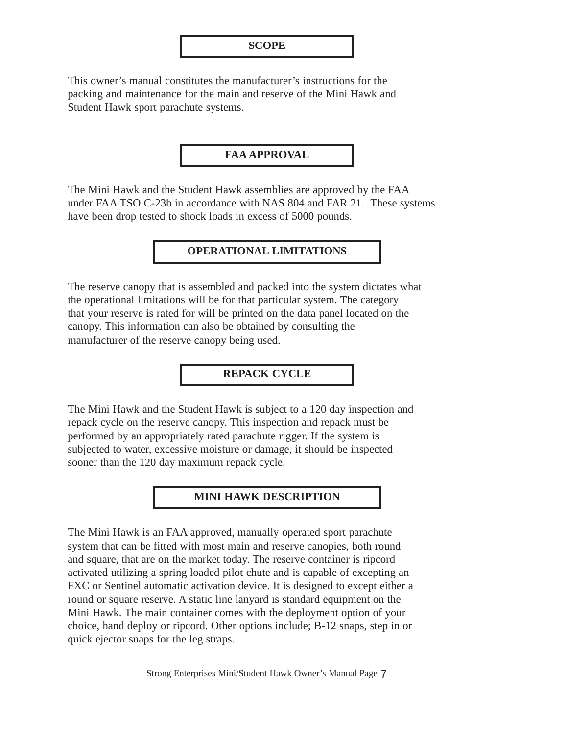## SCOPE

This owner's manual constitutes the manufacturer's instructions for the packing and maintenance for the main and reserve of the Mini Hawk and Student Hawk sport parachute systems.

## FAA APPROVAL

The Mini Hawk and the Student Hawk assemblies are approved by the FAA under FAA TSO C-23b in accordance with NAS 804 and FAR 21. These systems have been drop tested to shock loads in excess of 5000 pounds.

## OPERATIONAL LIMITATIONS

The reserve canopy that is assembled and packed into the system dictates what the operational limitations will be for that particular system. The category that your reserve is rated for will be printed on the data panel located on the canopy. This information can also be obtained by consulting the manufacturer of the reserve canopy being used.

## REPACK CYCLE

The Mini Hawk and the Student Hawk is subject to a 120 day inspection and repack cycle on the reserve canopy. This inspection and repack must be performed by an appropriately rated parachute rigger. If the system is subjected to water, excessive moisture or damage, it should be inspected sooner than the 120 day maximum repack cycle.

## MINI HAWK DESCRIPTION

The Mini Hawk is an FAA approved, manually operated sport parachute system that can be fitted with most main and reserve canopies, both round and square, that are on the market today. The reserve container is ripcord activated utilizing a spring loaded pilot chute and is capable of excepting an FXC or Sentinel automatic activation device. It is designed to except either a round or square reserve. A static line lanyard is standard equipment on the Mini Hawk. The main container comes with the deployment option of your choice, hand deploy or ripcord. Other options include; B-12 snaps, step in or quick ejector snaps for the leg straps.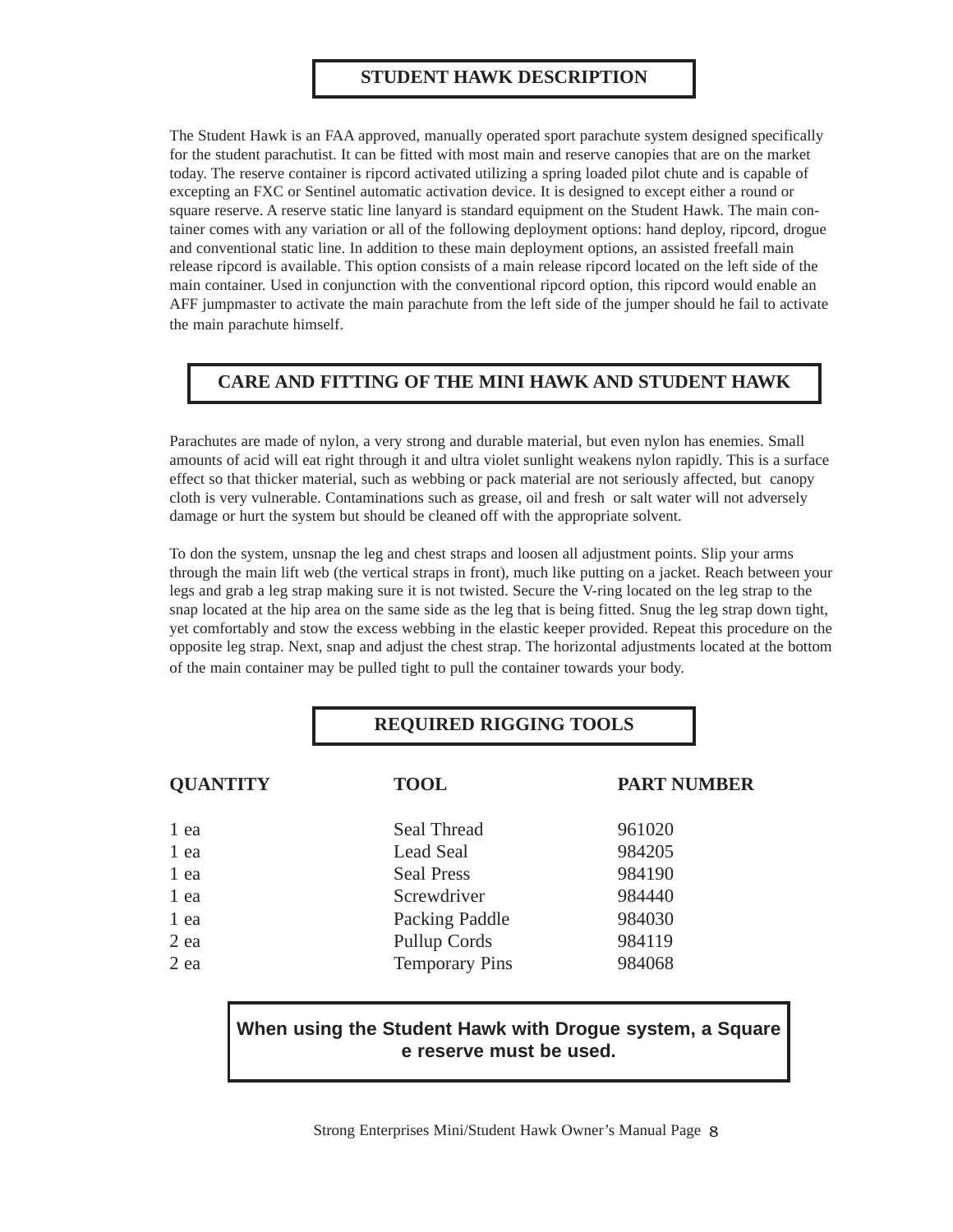## STUDENT HAWK DESCRIPTION

The Student Hawk is an FAA approved, manually operated sport parachute system designed specifically for the student parachutist. It can be fitted with most main and reserve canopies that are on the market today. The reserve container is ripcord activated utilizing a spring loaded pilot chute and is capable of excepting an FXC or Sentinel automatic activation device. It is designed to except either a round or square reserve. A reserve static line lanyard is standard equipment on the Student Hawk. The main container comes with any variation or all of the following deployment options: hand deploy, ripcord, drogue and conventional static line. In addition to these main deployment options, an assisted freefall main release ripcord is available. This option consists of a main release ripcord located on the left side of the main container. Used in conjunction with the conventional ripcord option, this ripcord would enable an AFF jumpmaster to activate the main parachute from the left side of the jumper should he fail to activate the main parachute himself.

## CARE AND FITTING OF THE MINI HAWK AND STUDENT HAWK

Parachutes are made of nylon, a very strong and durable material, but even nylon has enemies. Small amounts of acid will eat right through it and ultra violet sunlight weakens nylon rapidly. This is a surface effect so that thicker material, such as webbing or pack material are not seriously affected, but canopy cloth is very vulnerable. Contaminations such as grease, oil and fresh or salt water will not adversely damage or hurt the system but should be cleaned off with the appropriate solvent.

To don the system, unsnap the leg and chest straps and loosen all adjustment points. Slip your arms through the main lift web (the vertical straps in front), much like putting on a jacket. Reach between your legs and grab a leg strap making sure it is not twisted. Secure the V-ring located on the leg strap to the snap located at the hip area on the same side as the leg that is being fitted. Snug the leg strap down tight, yet comfortably and stow the excess webbing in the elastic keeper provided. Repeat this procedure on the opposite leg strap. Next, snap and adjust the chest strap. The horizontal adjustments located at the bottom of the main container may be pulled tight to pull the container towards your body.

## REQUIRED RIGGING TOOLS

| QUANTITY | TOOL | PART NUMBER |
|---|---|---|
| 1 ea | Seal Thread | 961020 |
| 1 ea | Lead Seal | 984205 |
| 1 ea | Seal Press | 984190 |
| 1 ea | Screwdriver | 984440 |
| 1 ea | Packing Paddle | 984030 |
| 2 ea | Pullup Cords | 984119 |
| 2 ea | Temporary Pins | 984068 |

**When using the Student Hawk with Drogue system, a Square e reserve must be used.**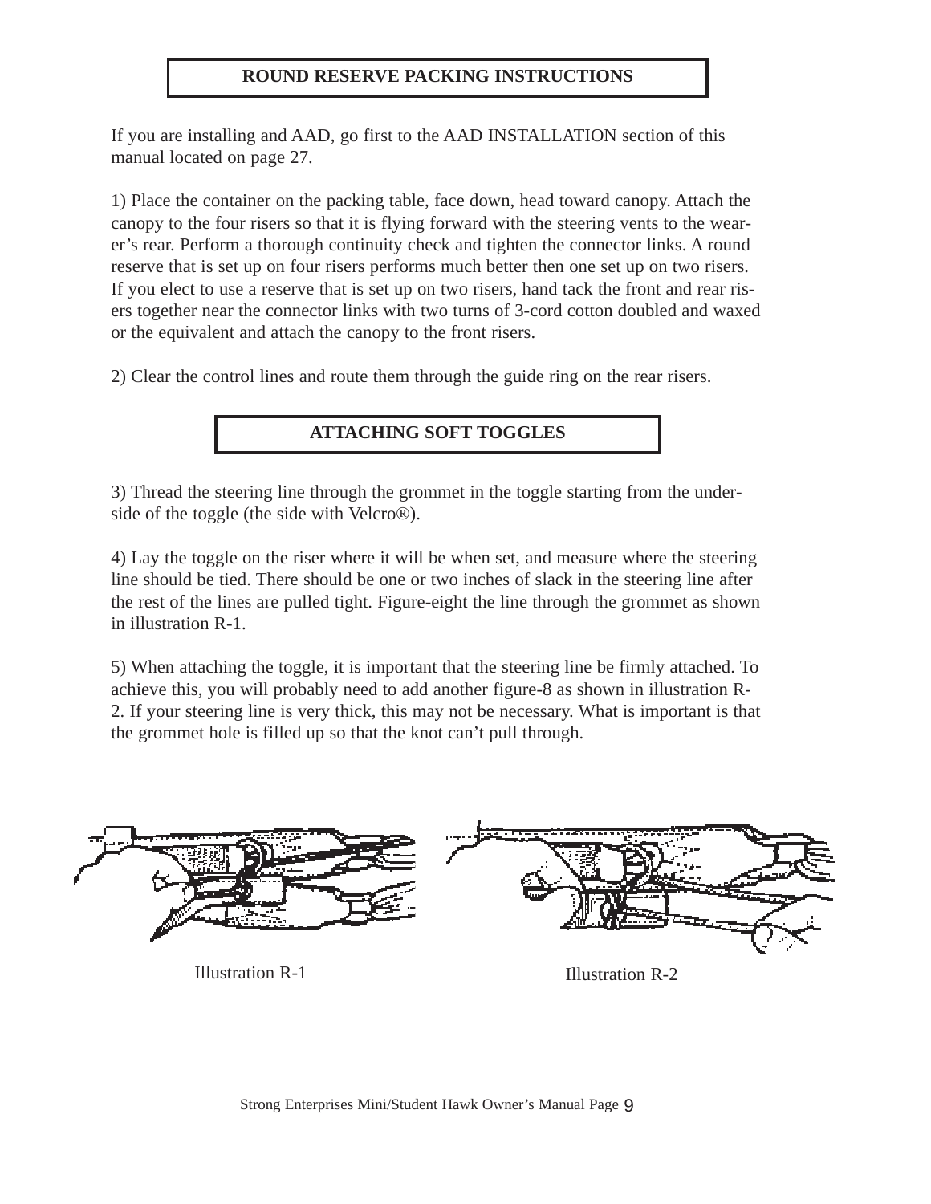## ROUND RESERVE PACKING INSTRUCTIONS

If you are installing and AAD, go first to the AAD INSTALLATION section of this manual located on page 27.

1) Place the container on the packing table, face down, head toward canopy. Attach the canopy to the four risers so that it is flying forward with the steering vents to the wearer's rear. Perform a thorough continuity check and tighten the connector links. A round reserve that is set up on four risers performs much better then one set up on two risers. If you elect to use a reserve that is set up on two risers, hand tack the front and rear risers together near the connector links with two turns of 3-cord cotton doubled and waxed or the equivalent and attach the canopy to the front risers.

2) Clear the control lines and route them through the guide ring on the rear risers.

## ATTACHING SOFT TOGGLES

3) Thread the steering line through the grommet in the toggle starting from the underside of the toggle (the side with Velcro®).

4) Lay the toggle on the riser where it will be when set, and measure where the steering line should be tied. There should be one or two inches of slack in the steering line after the rest of the lines are pulled tight. Figure-eight the line through the grommet as shown in illustration R-1.

5) When attaching the toggle, it is important that the steering line be firmly attached. To achieve this, you will probably need to add another figure-8 as shown in illustration R-2. If your steering line is very thick, this may not be necessary. What is important is that the grommet hole is filled up so that the knot can't pull through.

Illustration R-1

Illustration R-2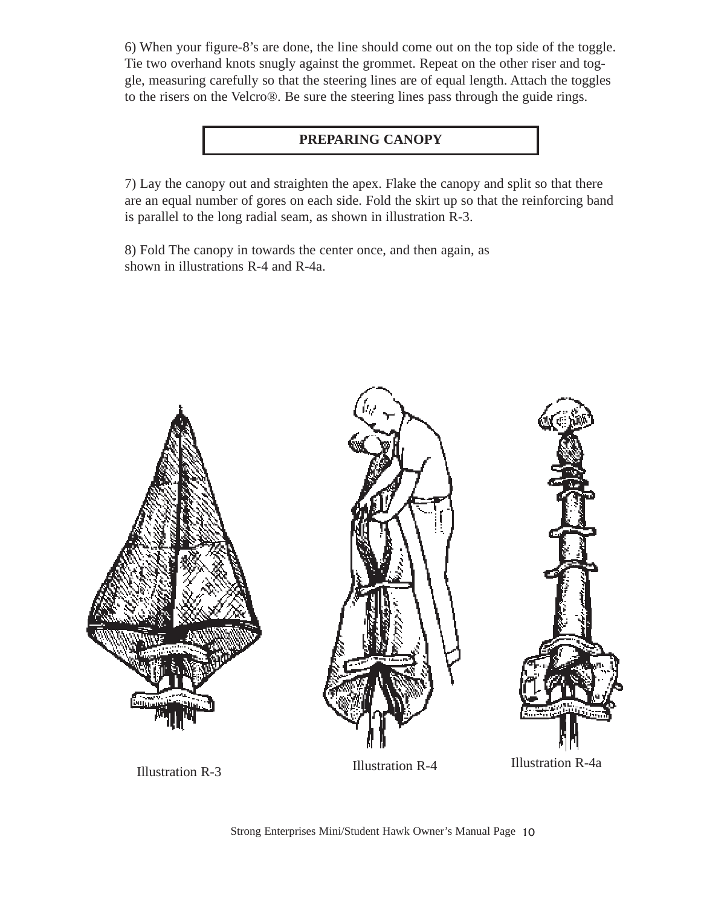6) When your figure-8's are done, the line should come out on the top side of the toggle. Tie two overhand knots snugly against the grommet. Repeat on the other riser and toggle, measuring carefully so that the steering lines are of equal length. Attach the toggles to the risers on the Velcro®. Be sure the steering lines pass through the guide rings.

## PREPARING CANOPY

7) Lay the canopy out and straighten the apex. Flake the canopy and split so that there are an equal number of gores on each side. Fold the skirt up so that the reinforcing band is parallel to the long radial seam, as shown in illustration R-3.

8) Fold The canopy in towards the center once, and then again, as shown in illustrations R-4 and R-4a.

Illustration R-3

Illustration R-4

Illustration R-4a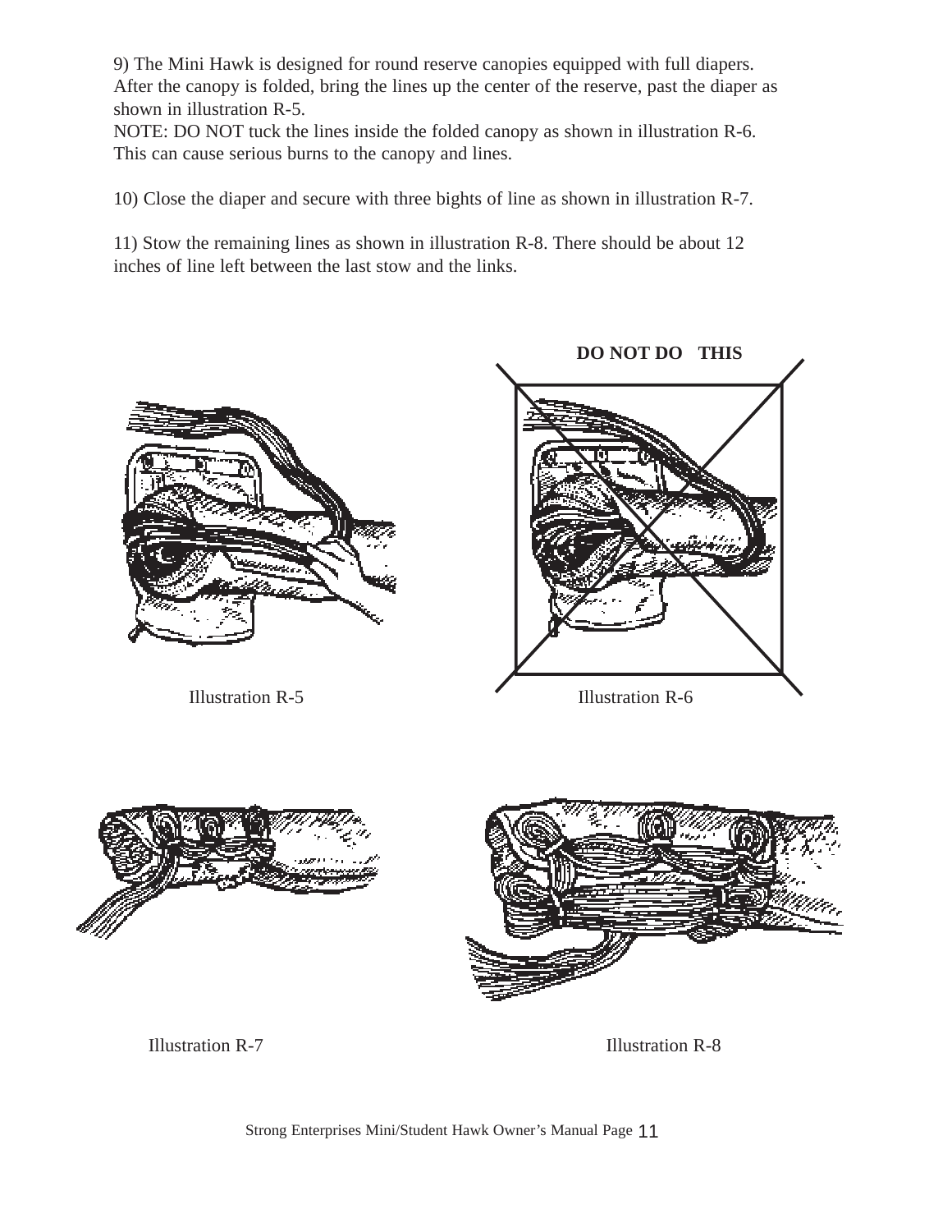9) The Mini Hawk is designed for round reserve canopies equipped with full diapers. After the canopy is folded, bring the lines up the center of the reserve, past the diaper as shown in illustration R-5.

NOTE: DO NOT tuck the lines inside the folded canopy as shown in illustration R-6. This can cause serious burns to the canopy and lines.

10) Close the diaper and secure with three bights of line as shown in illustration R-7.

11) Stow the remaining lines as shown in illustration R-8. There should be about 12 inches of line left between the last stow and the links.

**DO NOT DO THIS**

Illustration R-5

Illustration R-6

Illustration R-7

Illustration R-8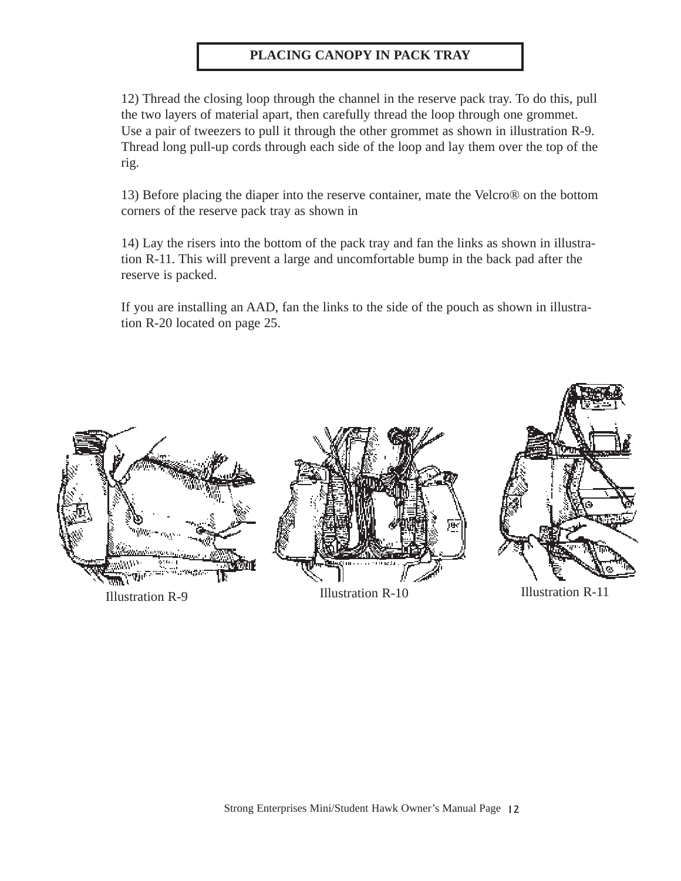## PLACING CANOPY IN PACK TRAY

12) Thread the closing loop through the channel in the reserve pack tray. To do this, pull the two layers of material apart, then carefully thread the loop through one grommet. Use a pair of tweezers to pull it through the other grommet as shown in illustration R-9. Thread long pull-up cords through each side of the loop and lay them over the top of the rig.

13) Before placing the diaper into the reserve container, mate the Velcro® on the bottom corners of the reserve pack tray as shown in

14) Lay the risers into the bottom of the pack tray and fan the links as shown in illustration R-11. This will prevent a large and uncomfortable bump in the back pad after the reserve is packed.

If you are installing an AAD, fan the links to the side of the pouch as shown in illustration R-20 located on page 25.

Illustration R-9

Illustration R-10

Illustration R-11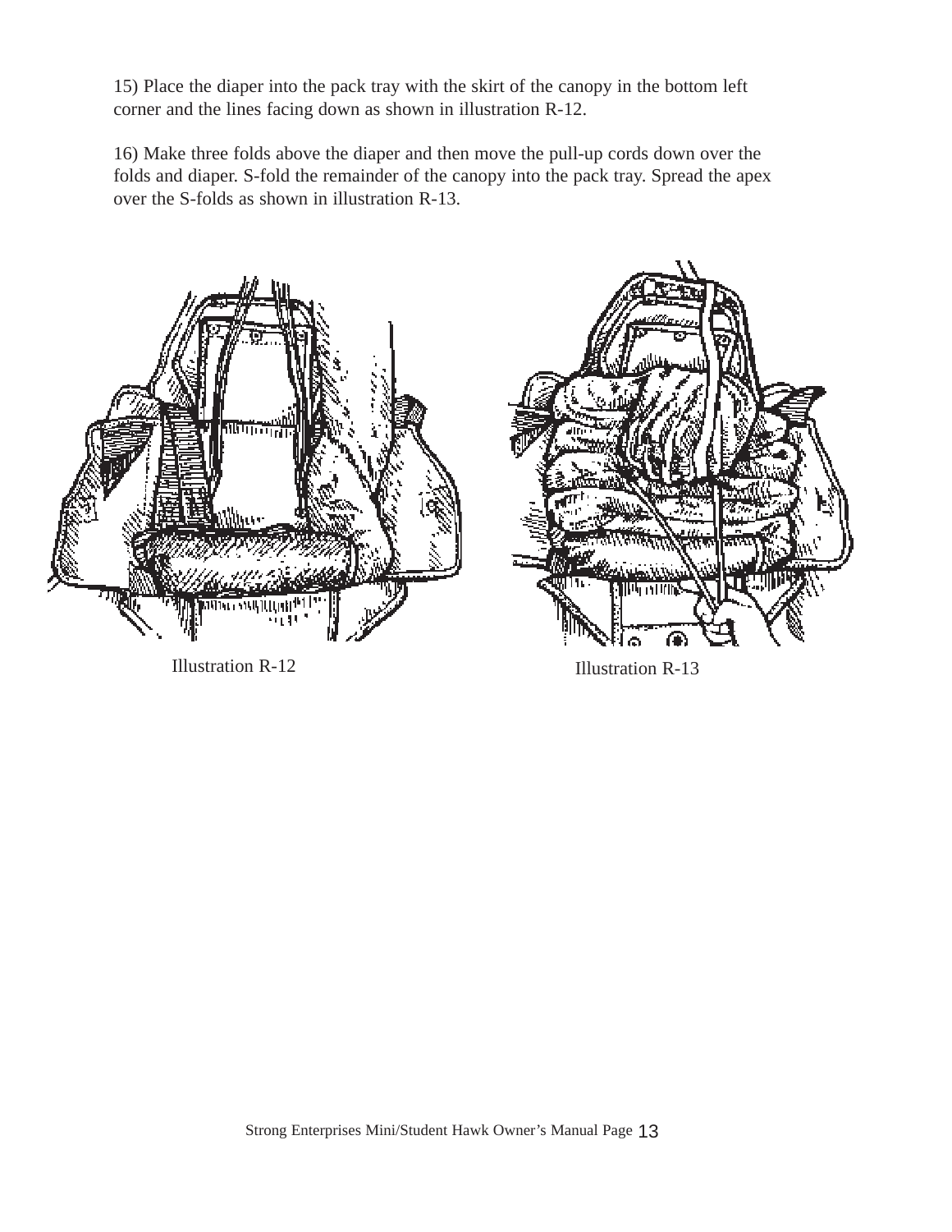15) Place the diaper into the pack tray with the skirt of the canopy in the bottom left corner and the lines facing down as shown in illustration R-12.

16) Make three folds above the diaper and then move the pull-up cords down over the folds and diaper. S-fold the remainder of the canopy into the pack tray. Spread the apex over the S-folds as shown in illustration R-13.

Illustration R-12

Illustration R-13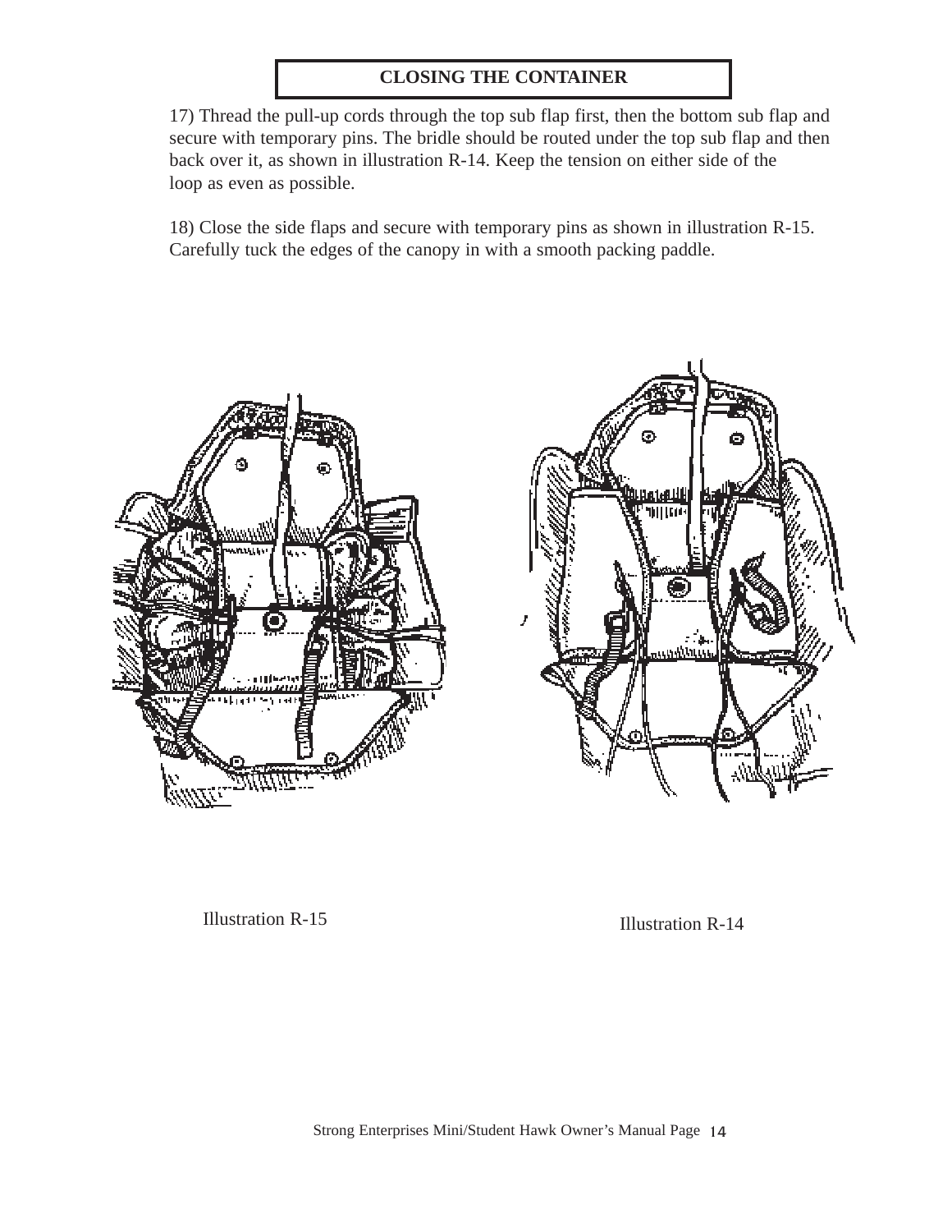## CLOSING THE CONTAINER

17) Thread the pull-up cords through the top sub flap first, then the bottom sub flap and secure with temporary pins. The bridle should be routed under the top sub flap and then back over it, as shown in illustration R-14. Keep the tension on either side of the loop as even as possible.

18) Close the side flaps and secure with temporary pins as shown in illustration R-15. Carefully tuck the edges of the canopy in with a smooth packing paddle.

Illustration R-15

Illustration R-14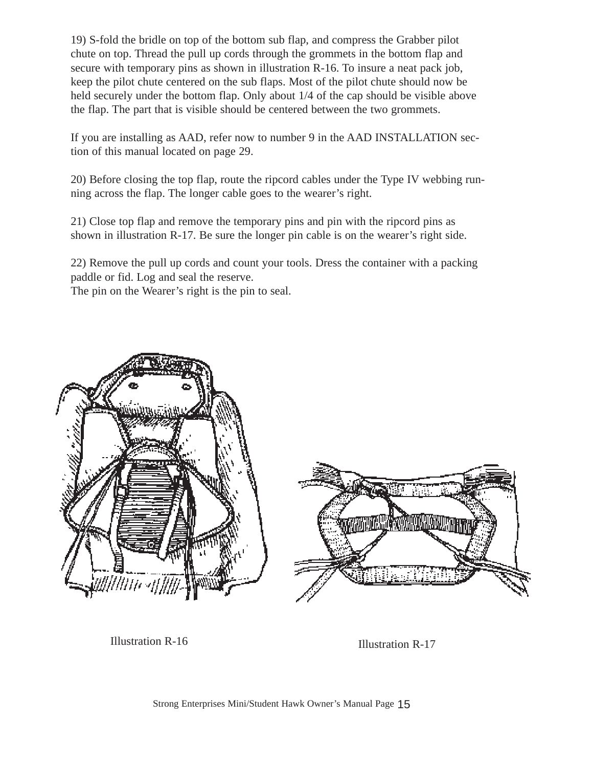19) S-fold the bridle on top of the bottom sub flap, and compress the Grabber pilot chute on top. Thread the pull up cords through the grommets in the bottom flap and secure with temporary pins as shown in illustration R-16. To insure a neat pack job, keep the pilot chute centered on the sub flaps. Most of the pilot chute should now be held securely under the bottom flap. Only about 1/4 of the cap should be visible above the flap. The part that is visible should be centered between the two grommets.

If you are installing as AAD, refer now to number 9 in the AAD INSTALLATION section of this manual located on page 29.

20) Before closing the top flap, route the ripcord cables under the Type IV webbing running across the flap. The longer cable goes to the wearer's right.

21) Close top flap and remove the temporary pins and pin with the ripcord pins as shown in illustration R-17. Be sure the longer pin cable is on the wearer's right side.

22) Remove the pull up cords and count your tools. Dress the container with a packing paddle or fid. Log and seal the reserve.
The pin on the Wearer's right is the pin to seal.

Illustration R-16

Illustration R-17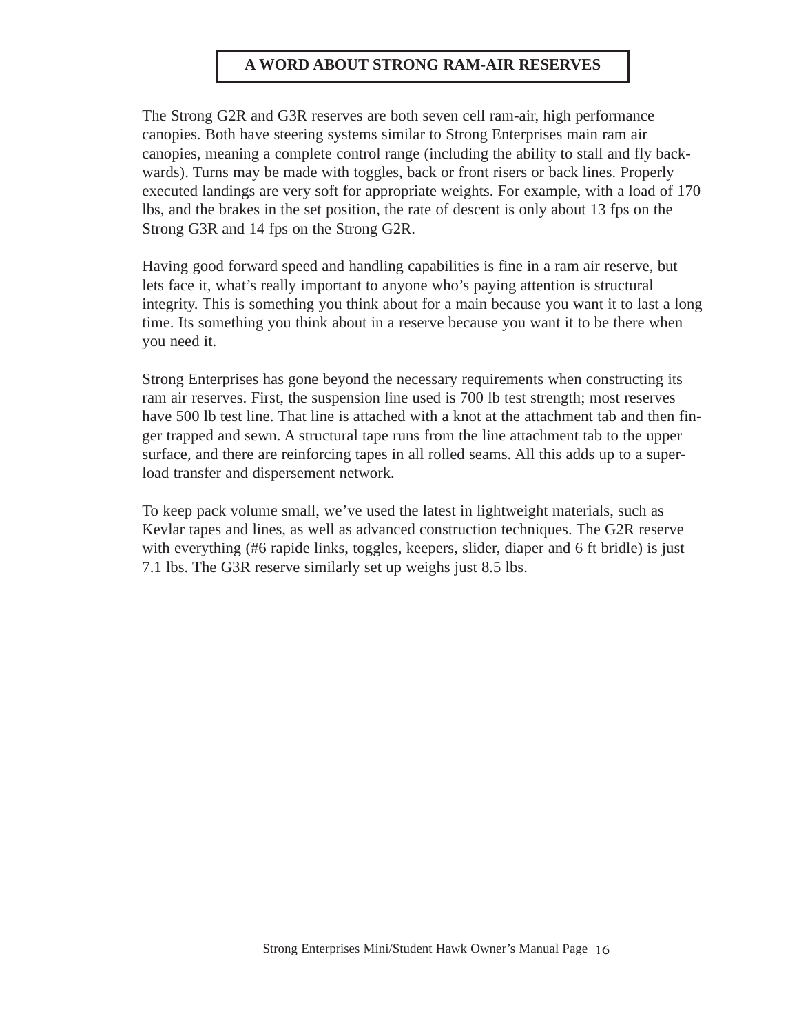## A WORD ABOUT STRONG RAM-AIR RESERVES

The Strong G2R and G3R reserves are both seven cell ram-air, high performance canopies. Both have steering systems similar to Strong Enterprises main ram air canopies, meaning a complete control range (including the ability to stall and fly backwards). Turns may be made with toggles, back or front risers or back lines. Properly executed landings are very soft for appropriate weights. For example, with a load of 170 lbs, and the brakes in the set position, the rate of descent is only about 13 fps on the Strong G3R and 14 fps on the Strong G2R.

Having good forward speed and handling capabilities is fine in a ram air reserve, but lets face it, what's really important to anyone who's paying attention is structural integrity. This is something you think about for a main because you want it to last a long time. Its something you think about in a reserve because you want it to be there when you need it.

Strong Enterprises has gone beyond the necessary requirements when constructing its ram air reserves. First, the suspension line used is 700 lb test strength; most reserves have 500 lb test line. That line is attached with a knot at the attachment tab and then finger trapped and sewn. A structural tape runs from the line attachment tab to the upper surface, and there are reinforcing tapes in all rolled seams. All this adds up to a super-load transfer and dispersement network.

To keep pack volume small, we've used the latest in lightweight materials, such as Kevlar tapes and lines, as well as advanced construction techniques. The G2R reserve with everything (#6 rapide links, toggles, keepers, slider, diaper and 6 ft bridle) is just 7.1 lbs. The G3R reserve similarly set up weighs just 8.5 lbs.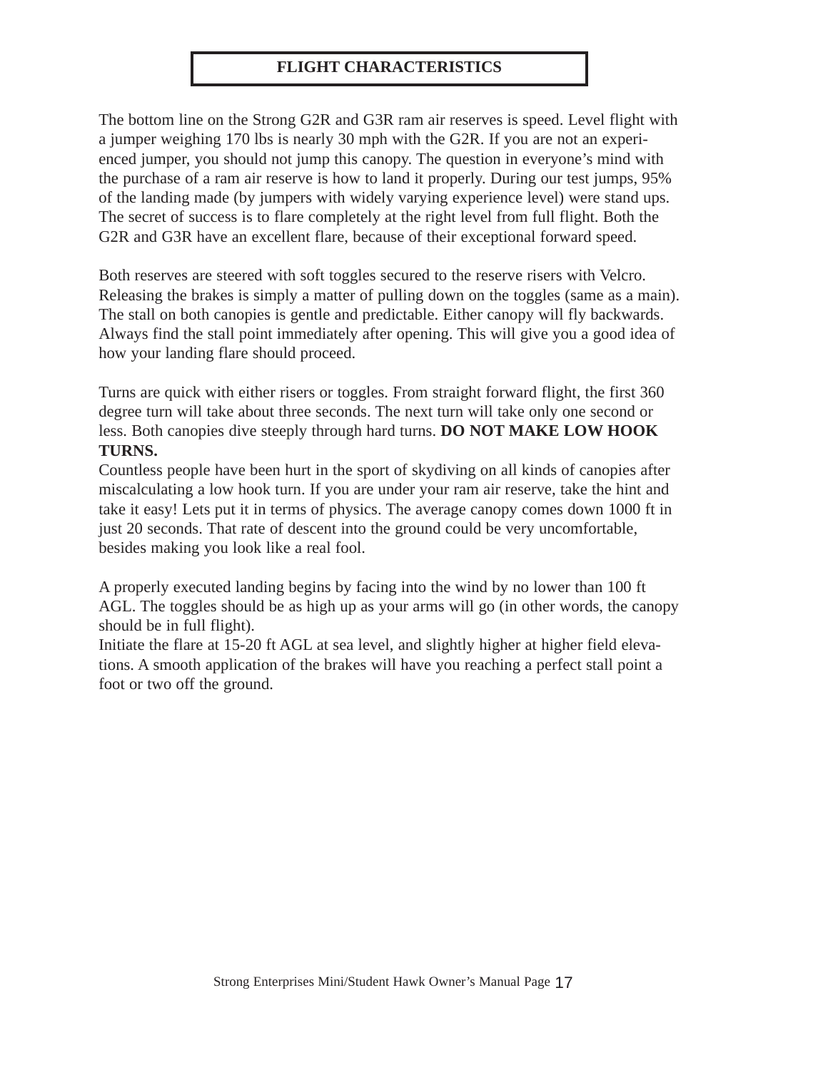## FLIGHT CHARACTERISTICS

The bottom line on the Strong G2R and G3R ram air reserves is speed. Level flight with a jumper weighing 170 lbs is nearly 30 mph with the G2R. If you are not an experienced jumper, you should not jump this canopy. The question in everyone's mind with the purchase of a ram air reserve is how to land it properly. During our test jumps, 95% of the landing made (by jumpers with widely varying experience level) were stand ups. The secret of success is to flare completely at the right level from full flight. Both the G2R and G3R have an excellent flare, because of their exceptional forward speed.

Both reserves are steered with soft toggles secured to the reserve risers with Velcro. Releasing the brakes is simply a matter of pulling down on the toggles (same as a main). The stall on both canopies is gentle and predictable. Either canopy will fly backwards. Always find the stall point immediately after opening. This will give you a good idea of how your landing flare should proceed.

Turns are quick with either risers or toggles. From straight forward flight, the first 360 degree turn will take about three seconds. The next turn will take only one second or less. Both canopies dive steeply through hard turns. **DO NOT MAKE LOW HOOK TURNS.**

Countless people have been hurt in the sport of skydiving on all kinds of canopies after miscalculating a low hook turn. If you are under your ram air reserve, take the hint and take it easy! Lets put it in terms of physics. The average canopy comes down 1000 ft in just 20 seconds. That rate of descent into the ground could be very uncomfortable, besides making you look like a real fool.

A properly executed landing begins by facing into the wind by no lower than 100 ft AGL. The toggles should be as high up as your arms will go (in other words, the canopy should be in full flight).

Initiate the flare at 15-20 ft AGL at sea level, and slightly higher at higher field elevations. A smooth application of the brakes will have you reaching a perfect stall point a foot or two off the ground.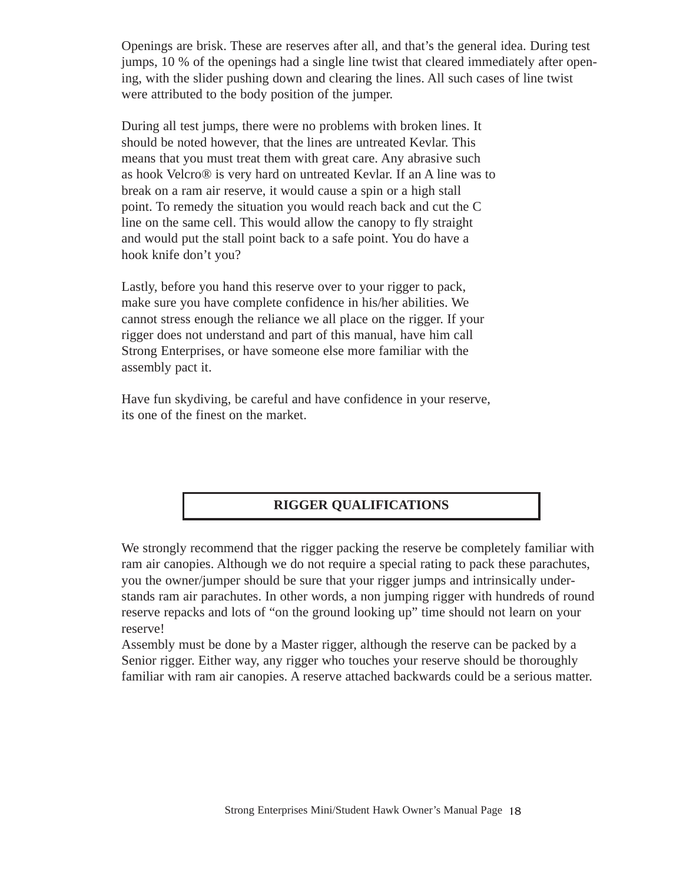Openings are brisk. These are reserves after all, and that's the general idea. During test jumps, 10 % of the openings had a single line twist that cleared immediately after opening, with the slider pushing down and clearing the lines. All such cases of line twist were attributed to the body position of the jumper.

During all test jumps, there were no problems with broken lines. It should be noted however, that the lines are untreated Kevlar. This means that you must treat them with great care. Any abrasive such as hook Velcro® is very hard on untreated Kevlar. If an A line was to break on a ram air reserve, it would cause a spin or a high stall point. To remedy the situation you would reach back and cut the C line on the same cell. This would allow the canopy to fly straight and would put the stall point back to a safe point. You do have a hook knife don't you?

Lastly, before you hand this reserve over to your rigger to pack, make sure you have complete confidence in his/her abilities. We cannot stress enough the reliance we all place on the rigger. If your rigger does not understand and part of this manual, have him call Strong Enterprises, or have someone else more familiar with the assembly pact it.

Have fun skydiving, be careful and have confidence in your reserve, its one of the finest on the market.

## RIGGER QUALIFICATIONS

We strongly recommend that the rigger packing the reserve be completely familiar with ram air canopies. Although we do not require a special rating to pack these parachutes, you the owner/jumper should be sure that your rigger jumps and intrinsically understands ram air parachutes. In other words, a non jumping rigger with hundreds of round reserve repacks and lots of "on the ground looking up" time should not learn on your reserve!

Assembly must be done by a Master rigger, although the reserve can be packed by a Senior rigger. Either way, any rigger who touches your reserve should be thoroughly familiar with ram air canopies. A reserve attached backwards could be a serious matter.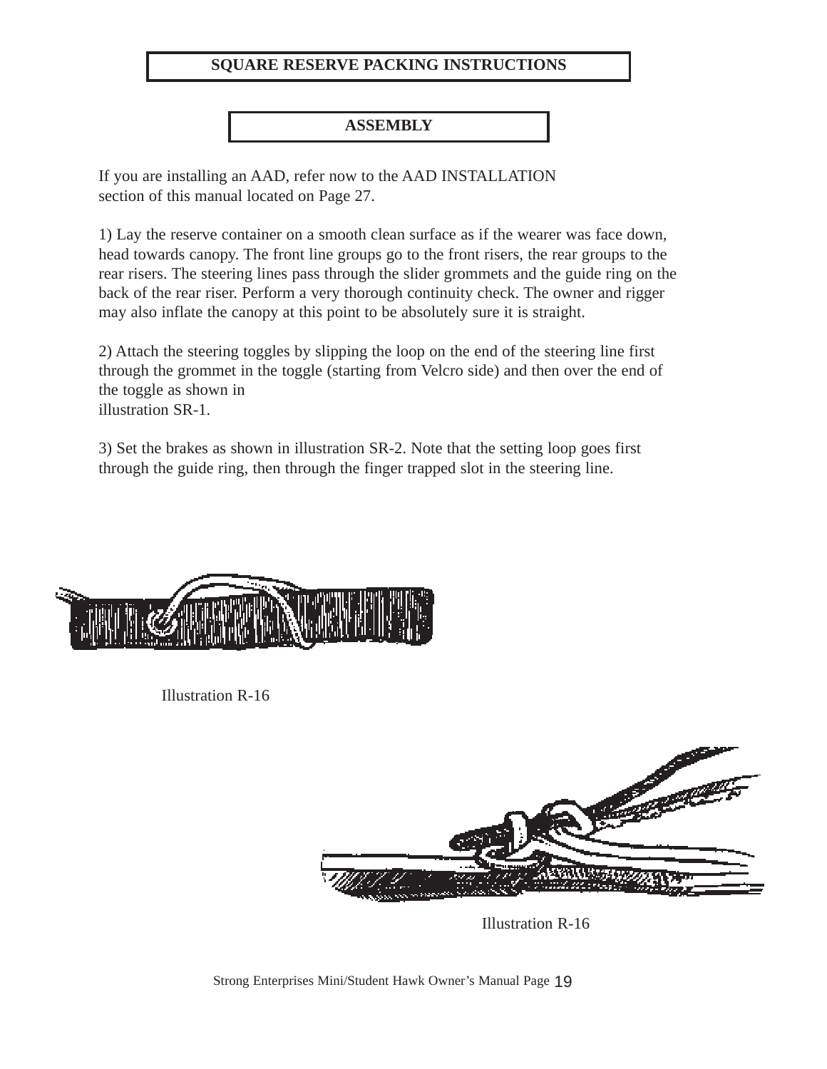## SQUARE RESERVE PACKING INSTRUCTIONS

### ASSEMBLY

If you are installing an AAD, refer now to the AAD INSTALLATION section of this manual located on Page 27.

1) Lay the reserve container on a smooth clean surface as if the wearer was face down, head towards canopy. The front line groups go to the front risers, the rear groups to the rear risers. The steering lines pass through the slider grommets and the guide ring on the back of the rear riser. Perform a very thorough continuity check. The owner and rigger may also inflate the canopy at this point to be absolutely sure it is straight.

2) Attach the steering toggles by slipping the loop on the end of the steering line first through the grommet in the toggle (starting from Velcro side) and then over the end of the toggle as shown in illustration SR-1.

3) Set the brakes as shown in illustration SR-2. Note that the setting loop goes first through the guide ring, then through the finger trapped slot in the steering line.

Illustration R-16

Illustration R-16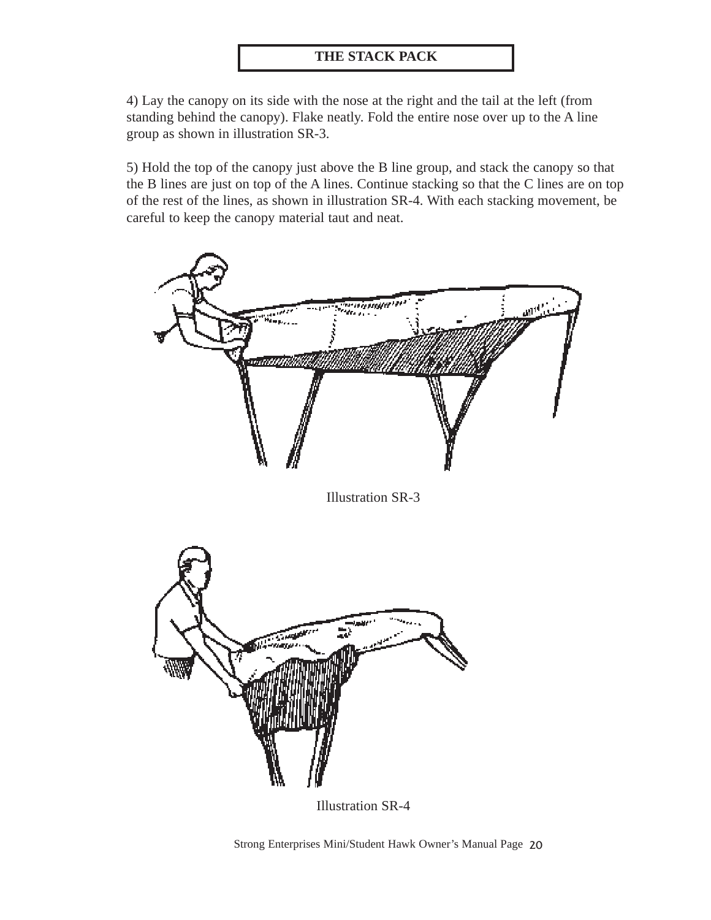## THE STACK PACK

4) Lay the canopy on its side with the nose at the right and the tail at the left (from standing behind the canopy). Flake neatly. Fold the entire nose over up to the A line group as shown in illustration SR-3.

5) Hold the top of the canopy just above the B line group, and stack the canopy so that the B lines are just on top of the A lines. Continue stacking so that the C lines are on top of the rest of the lines, as shown in illustration SR-4. With each stacking movement, be careful to keep the canopy material taut and neat.

Illustration SR-3

Illustration SR-4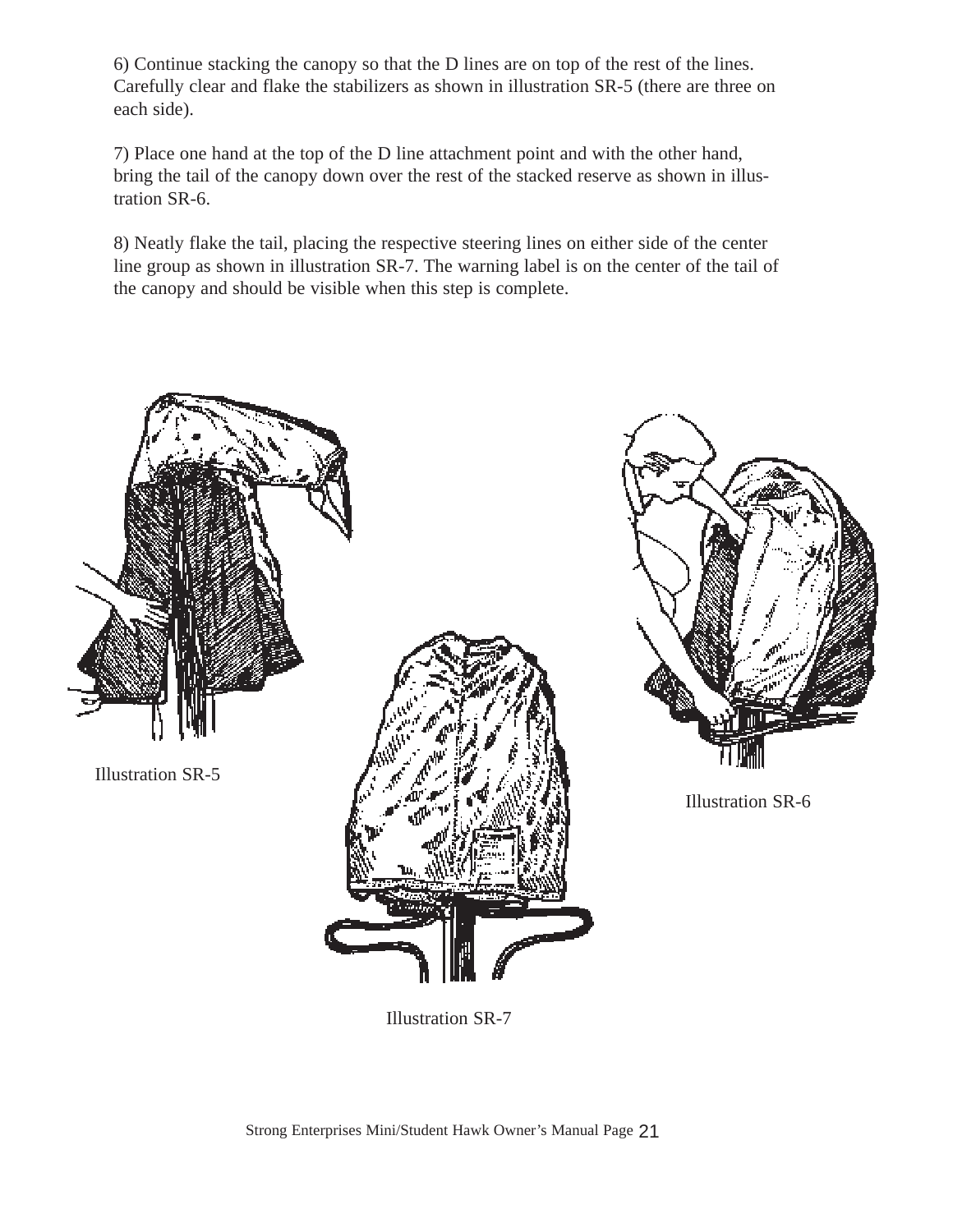6) Continue stacking the canopy so that the D lines are on top of the rest of the lines. Carefully clear and flake the stabilizers as shown in illustration SR-5 (there are three on each side).

7) Place one hand at the top of the D line attachment point and with the other hand, bring the tail of the canopy down over the rest of the stacked reserve as shown in illustration SR-6.

8) Neatly flake the tail, placing the respective steering lines on either side of the center line group as shown in illustration SR-7. The warning label is on the center of the tail of the canopy and should be visible when this step is complete.

Illustration SR-5

Illustration SR-6

Illustration SR-7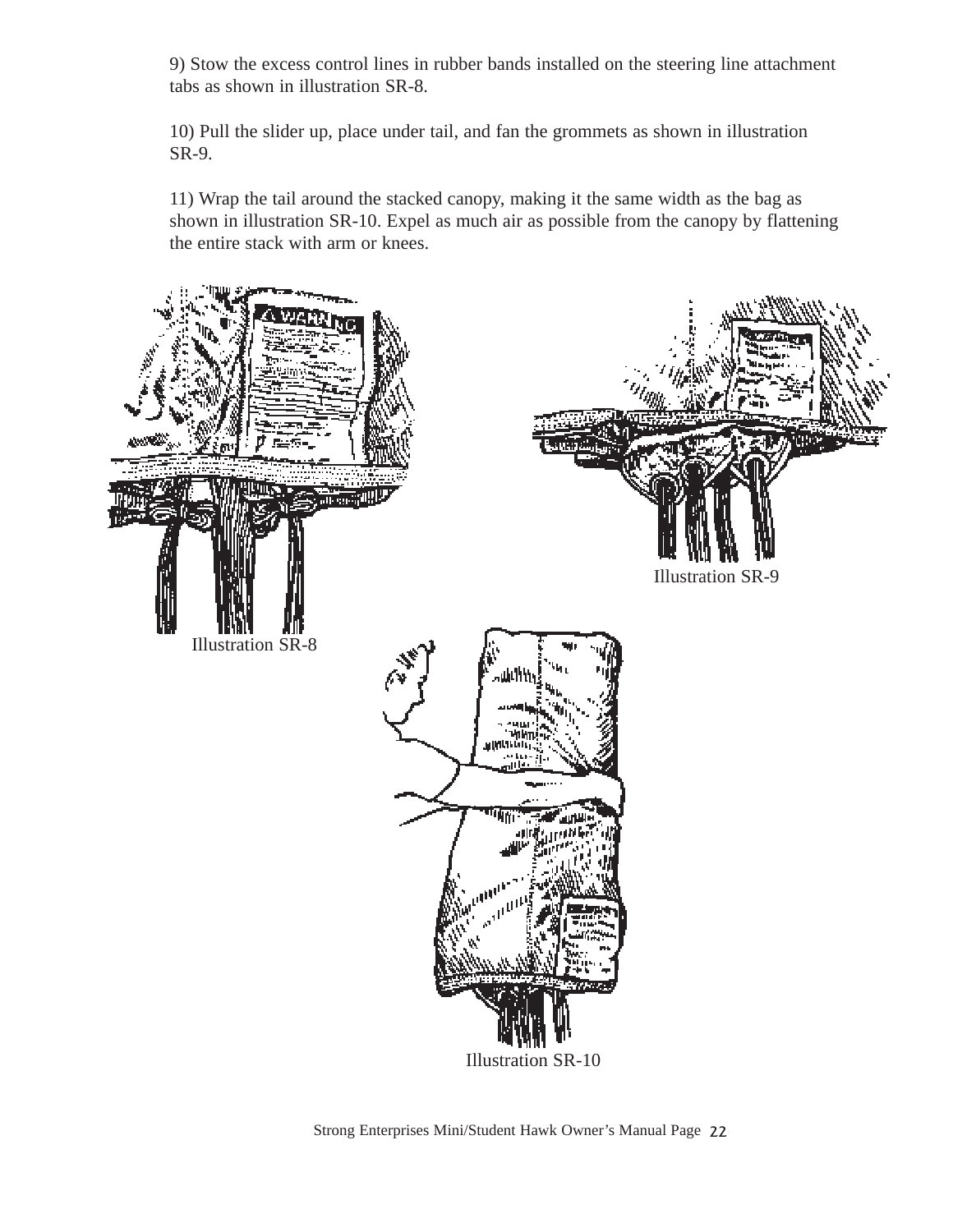9) Stow the excess control lines in rubber bands installed on the steering line attachment tabs as shown in illustration SR-8.

10) Pull the slider up, place under tail, and fan the grommets as shown in illustration SR-9.

11) Wrap the tail around the stacked canopy, making it the same width as the bag as shown in illustration SR-10. Expel as much air as possible from the canopy by flattening the entire stack with arm or knees.

Illustration SR-8

Illustration SR-9

Illustration SR-10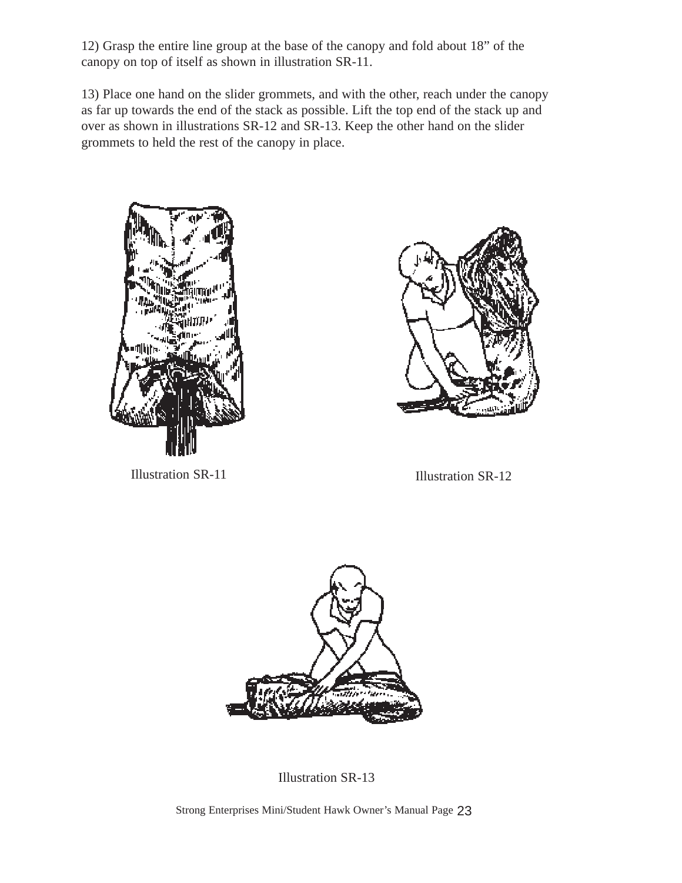12) Grasp the entire line group at the base of the canopy and fold about 18" of the canopy on top of itself as shown in illustration SR-11.

13) Place one hand on the slider grommets, and with the other, reach under the canopy as far up towards the end of the stack as possible. Lift the top end of the stack up and over as shown in illustrations SR-12 and SR-13. Keep the other hand on the slider grommets to held the rest of the canopy in place.

Illustration SR-11

Illustration SR-12

Illustration SR-13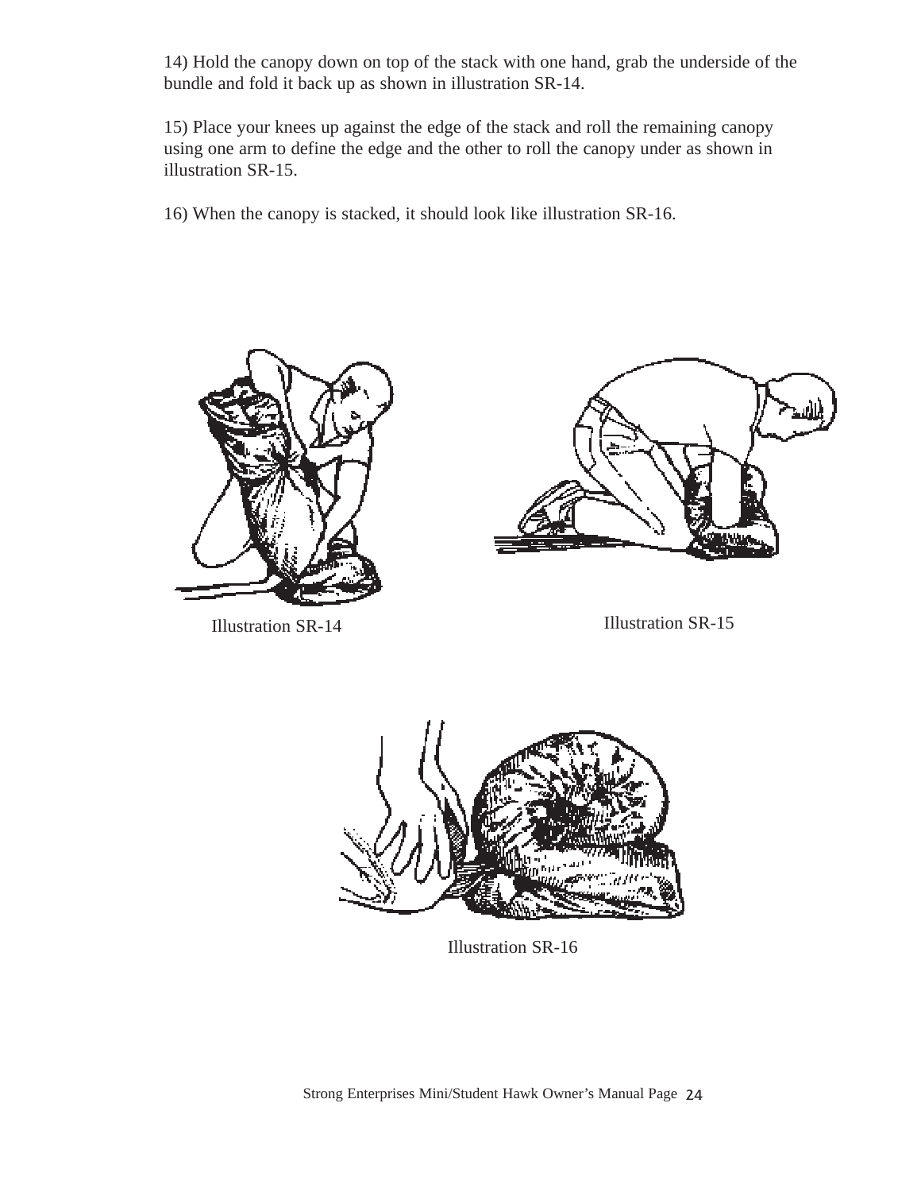14) Hold the canopy down on top of the stack with one hand, grab the underside of the bundle and fold it back up as shown in illustration SR-14.

15) Place your knees up against the edge of the stack and roll the remaining canopy using one arm to define the edge and the other to roll the canopy under as shown in illustration SR-15.

16) When the canopy is stacked, it should look like illustration SR-16.

Illustration SR-14

Illustration SR-15

Illustration SR-16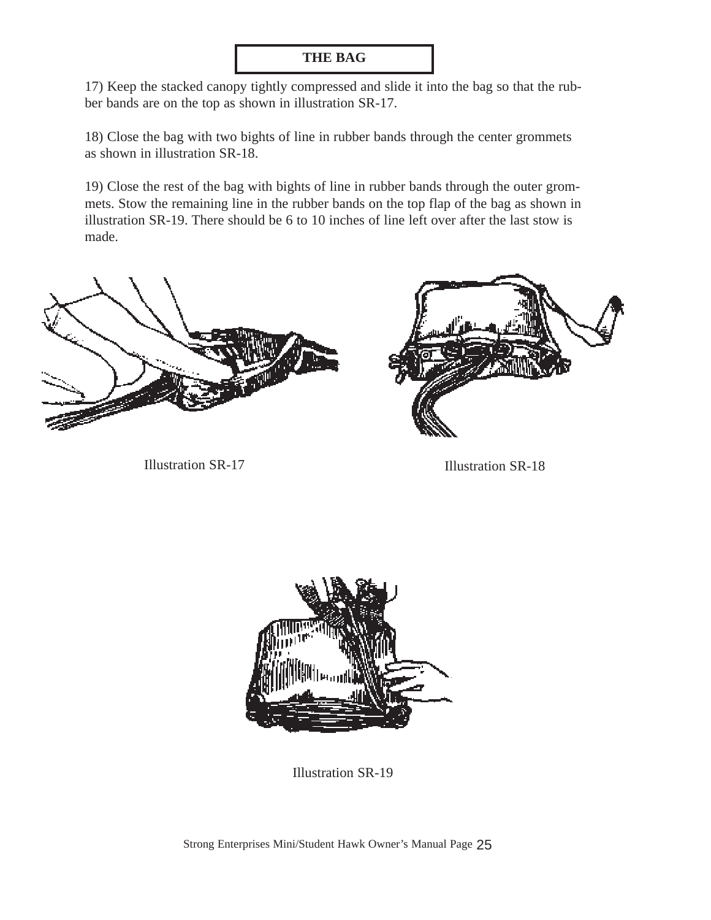## THE BAG

17) Keep the stacked canopy tightly compressed and slide it into the bag so that the rubber bands are on the top as shown in illustration SR-17.

18) Close the bag with two bights of line in rubber bands through the center grommets as shown in illustration SR-18.

19) Close the rest of the bag with bights of line in rubber bands through the outer grommets. Stow the remaining line in the rubber bands on the top flap of the bag as shown in illustration SR-19. There should be 6 to 10 inches of line left over after the last stow is made.

Illustration SR-17

Illustration SR-18

Illustration SR-19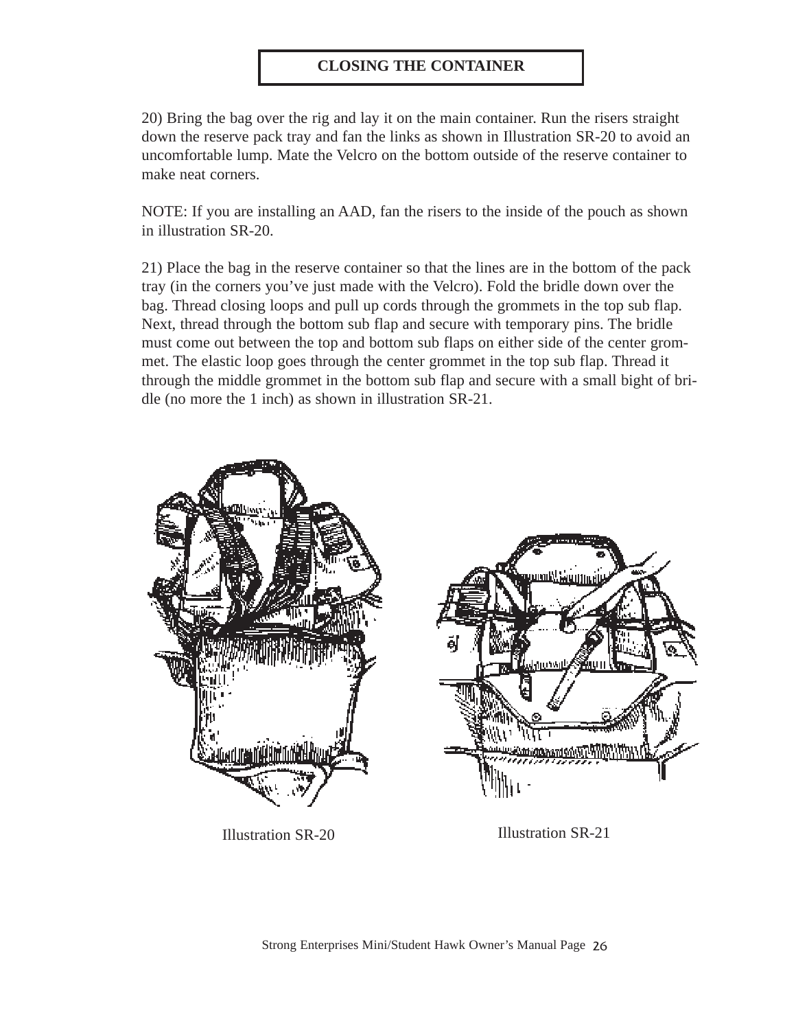## CLOSING THE CONTAINER

20) Bring the bag over the rig and lay it on the main container. Run the risers straight down the reserve pack tray and fan the links as shown in Illustration SR-20 to avoid an uncomfortable lump. Mate the Velcro on the bottom outside of the reserve container to make neat corners.

NOTE: If you are installing an AAD, fan the risers to the inside of the pouch as shown in illustration SR-20.

21) Place the bag in the reserve container so that the lines are in the bottom of the pack tray (in the corners you've just made with the Velcro). Fold the bridle down over the bag. Thread closing loops and pull up cords through the grommets in the top sub flap. Next, thread through the bottom sub flap and secure with temporary pins. The bridle must come out between the top and bottom sub flaps on either side of the center grommet. The elastic loop goes through the center grommet in the top sub flap. Thread it through the middle grommet in the bottom sub flap and secure with a small bight of bridle (no more the 1 inch) as shown in illustration SR-21.

Illustration SR-20

Illustration SR-21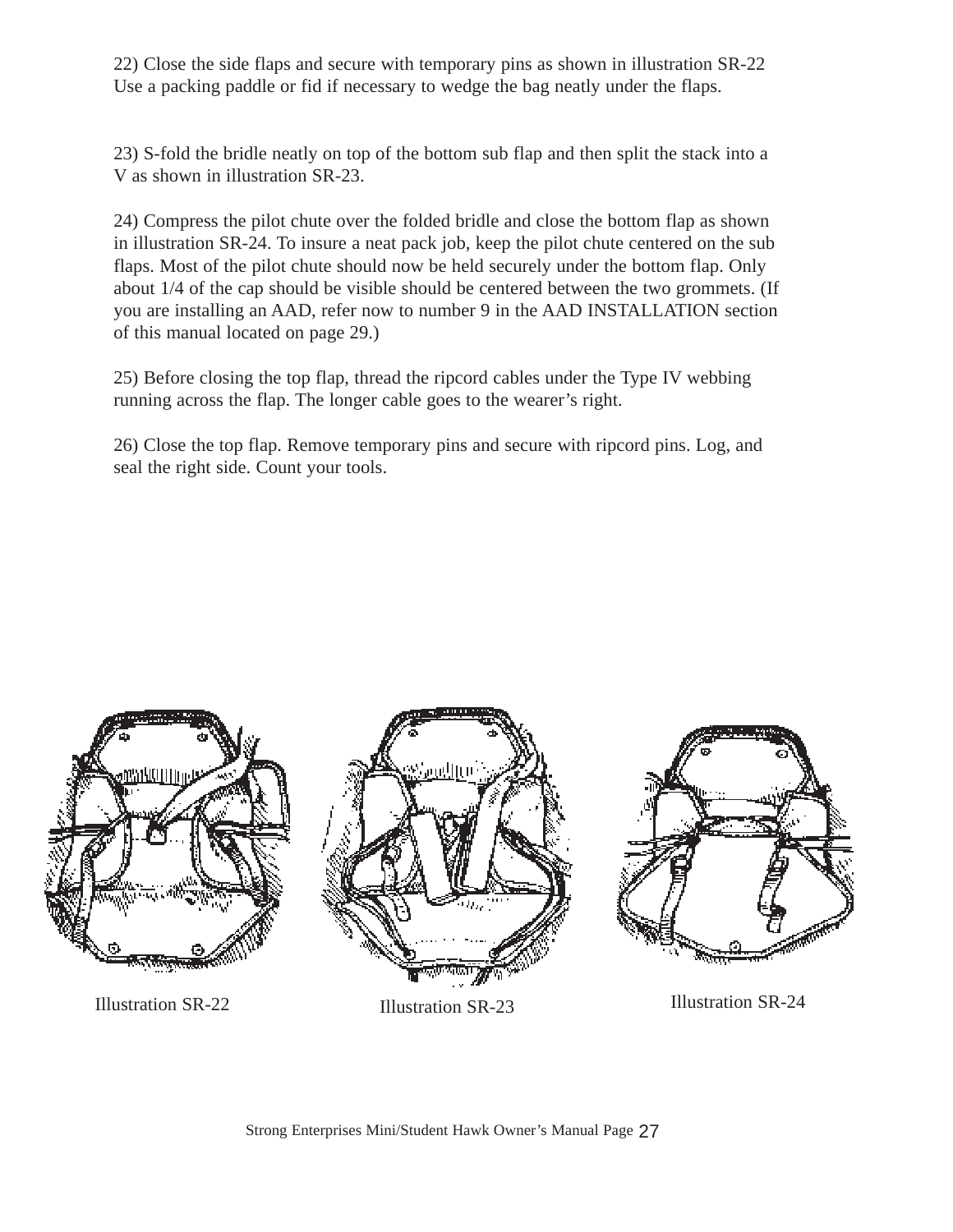22) Close the side flaps and secure with temporary pins as shown in illustration SR-22 Use a packing paddle or fid if necessary to wedge the bag neatly under the flaps.

23) S-fold the bridle neatly on top of the bottom sub flap and then split the stack into a V as shown in illustration SR-23.

24) Compress the pilot chute over the folded bridle and close the bottom flap as shown in illustration SR-24. To insure a neat pack job, keep the pilot chute centered on the sub flaps. Most of the pilot chute should now be held securely under the bottom flap. Only about 1/4 of the cap should be visible should be centered between the two grommets. (If you are installing an AAD, refer now to number 9 in the AAD INSTALLATION section of this manual located on page 29.)

25) Before closing the top flap, thread the ripcord cables under the Type IV webbing running across the flap. The longer cable goes to the wearer's right.

26) Close the top flap. Remove temporary pins and secure with ripcord pins. Log, and seal the right side. Count your tools.

Illustration SR-22

Illustration SR-23

Illustration SR-24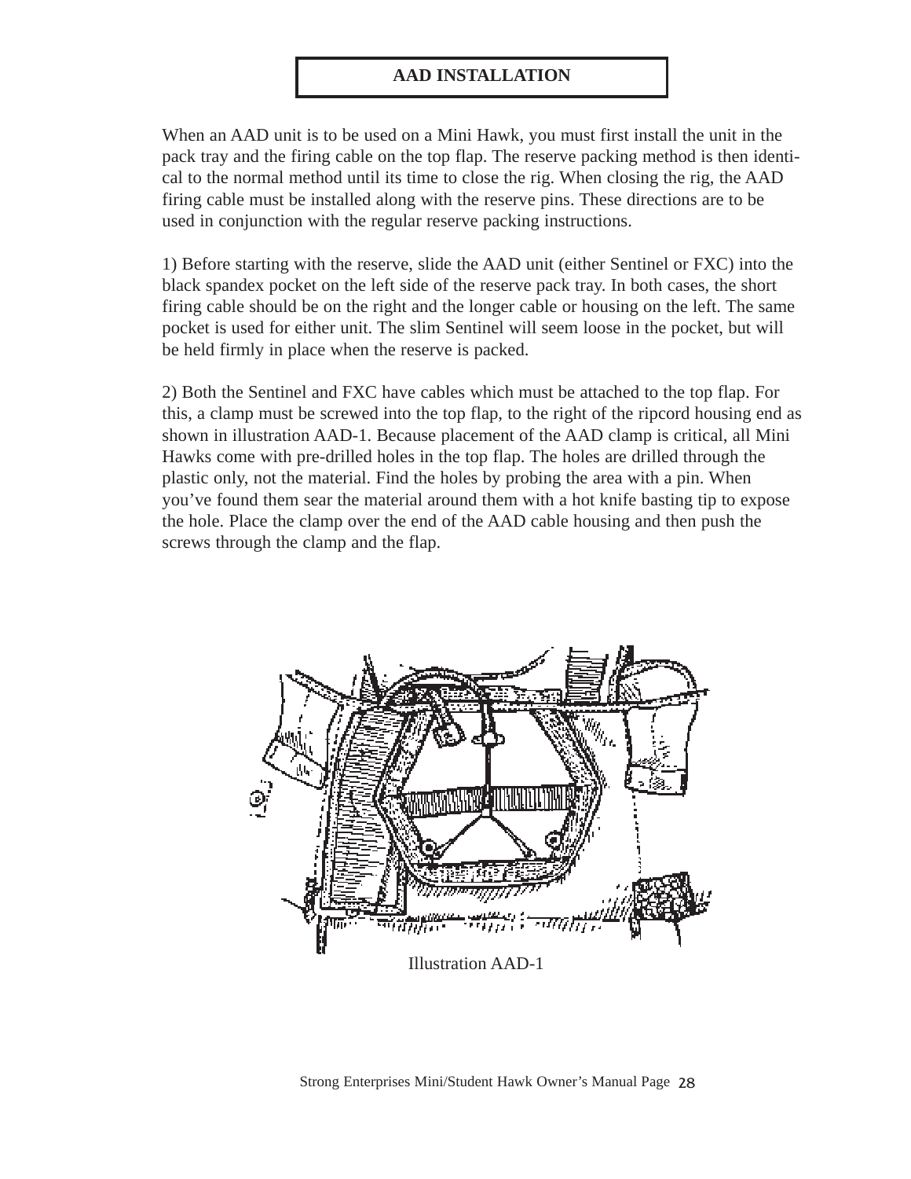# AAD INSTALLATION

When an AAD unit is to be used on a Mini Hawk, you must first install the unit in the pack tray and the firing cable on the top flap. The reserve packing method is then identical to the normal method until its time to close the rig. When closing the rig, the AAD firing cable must be installed along with the reserve pins. These directions are to be used in conjunction with the regular reserve packing instructions.

1) Before starting with the reserve, slide the AAD unit (either Sentinel or FXC) into the black spandex pocket on the left side of the reserve pack tray. In both cases, the short firing cable should be on the right and the longer cable or housing on the left. The same pocket is used for either unit. The slim Sentinel will seem loose in the pocket, but will be held firmly in place when the reserve is packed.

2) Both the Sentinel and FXC have cables which must be attached to the top flap. For this, a clamp must be screwed into the top flap, to the right of the ripcord housing end as shown in illustration AAD-1. Because placement of the AAD clamp is critical, all Mini Hawks come with pre-drilled holes in the top flap. The holes are drilled through the plastic only, not the material. Find the holes by probing the area with a pin. When you've found them sear the material around them with a hot knife basting tip to expose the hole. Place the clamp over the end of the AAD cable housing and then push the screws through the clamp and the flap.

Illustration AAD-1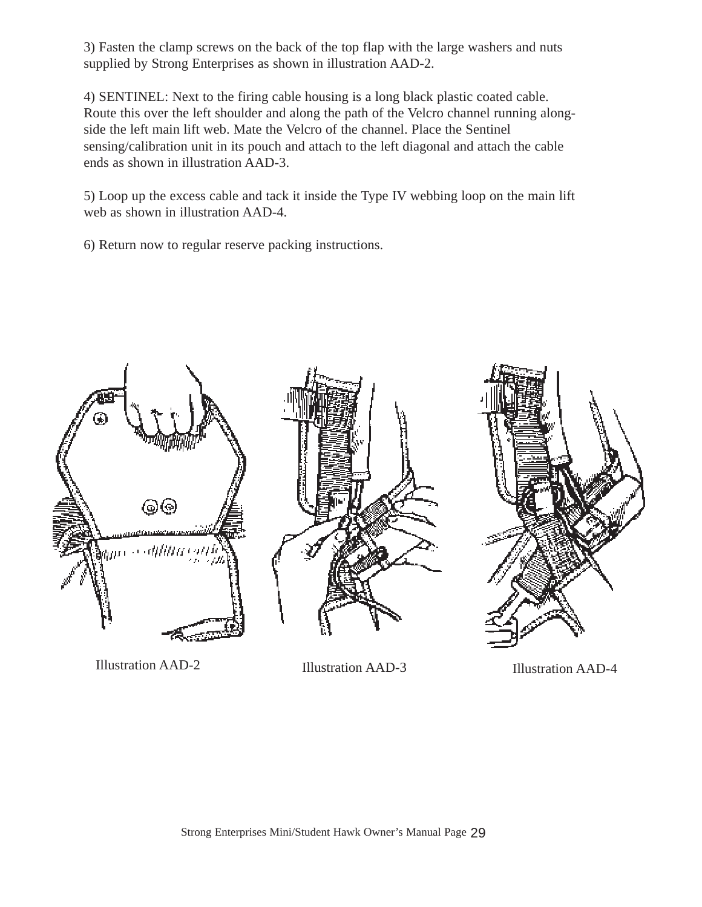3) Fasten the clamp screws on the back of the top flap with the large washers and nuts supplied by Strong Enterprises as shown in illustration AAD-2.

4) SENTINEL: Next to the firing cable housing is a long black plastic coated cable. Route this over the left shoulder and along the path of the Velcro channel running along-side the left main lift web. Mate the Velcro of the channel. Place the Sentinel sensing/calibration unit in its pouch and attach to the left diagonal and attach the cable ends as shown in illustration AAD-3.

5) Loop up the excess cable and tack it inside the Type IV webbing loop on the main lift web as shown in illustration AAD-4.

6) Return now to regular reserve packing instructions.

Illustration AAD-2

Illustration AAD-3

Illustration AAD-4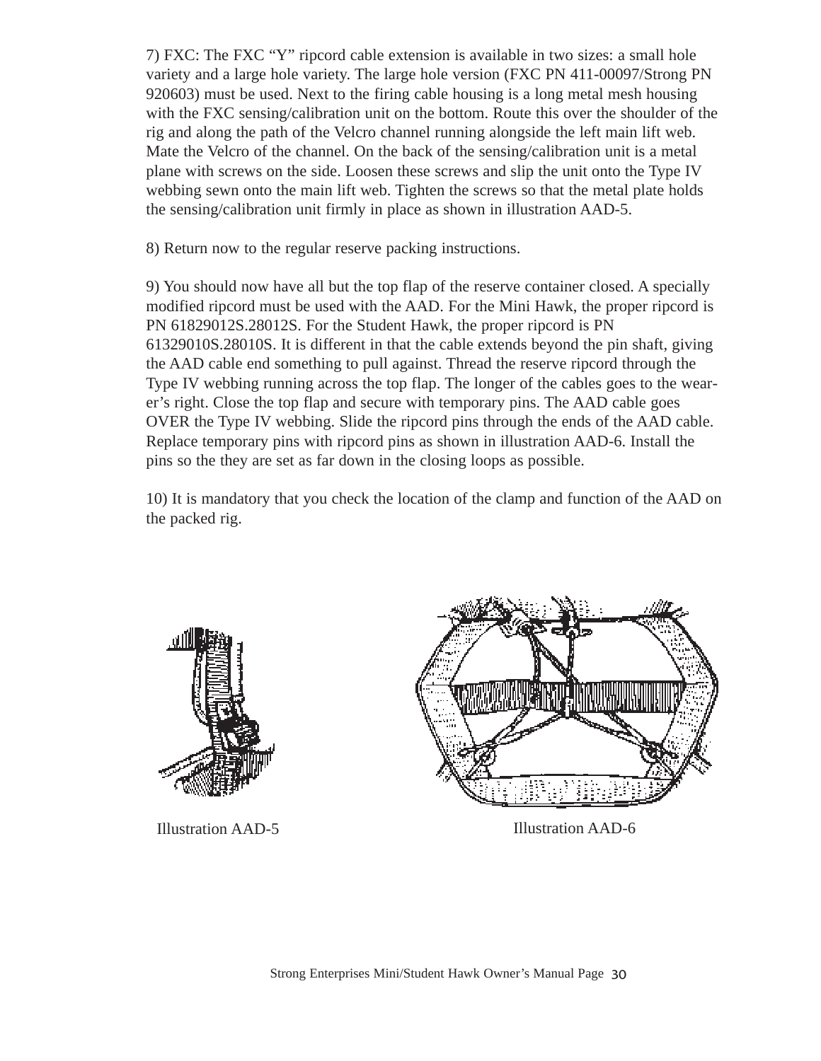7) FXC: The FXC “Y” ripcord cable extension is available in two sizes: a small hole variety and a large hole variety. The large hole version (FXC PN 411-00097/Strong PN 920603) must be used. Next to the firing cable housing is a long metal mesh housing with the FXC sensing/calibration unit on the bottom. Route this over the shoulder of the rig and along the path of the Velcro channel running alongside the left main lift web. Mate the Velcro of the channel. On the back of the sensing/calibration unit is a metal plane with screws on the side. Loosen these screws and slip the unit onto the Type IV webbing sewn onto the main lift web. Tighten the screws so that the metal plate holds the sensing/calibration unit firmly in place as shown in illustration AAD-5.

8) Return now to the regular reserve packing instructions.

9) You should now have all but the top flap of the reserve container closed. A specially modified ripcord must be used with the AAD. For the Mini Hawk, the proper ripcord is PN 61829012S.28012S. For the Student Hawk, the proper ripcord is PN 61329010S.28010S. It is different in that the cable extends beyond the pin shaft, giving the AAD cable end something to pull against. Thread the reserve ripcord through the Type IV webbing running across the top flap. The longer of the cables goes to the wearer’s right. Close the top flap and secure with temporary pins. The AAD cable goes OVER the Type IV webbing. Slide the ripcord pins through the ends of the AAD cable. Replace temporary pins with ripcord pins as shown in illustration AAD-6. Install the pins so the they are set as far down in the closing loops as possible.

10) It is mandatory that you check the location of the clamp and function of the AAD on the packed rig.

Illustration AAD-5

Illustration AAD-6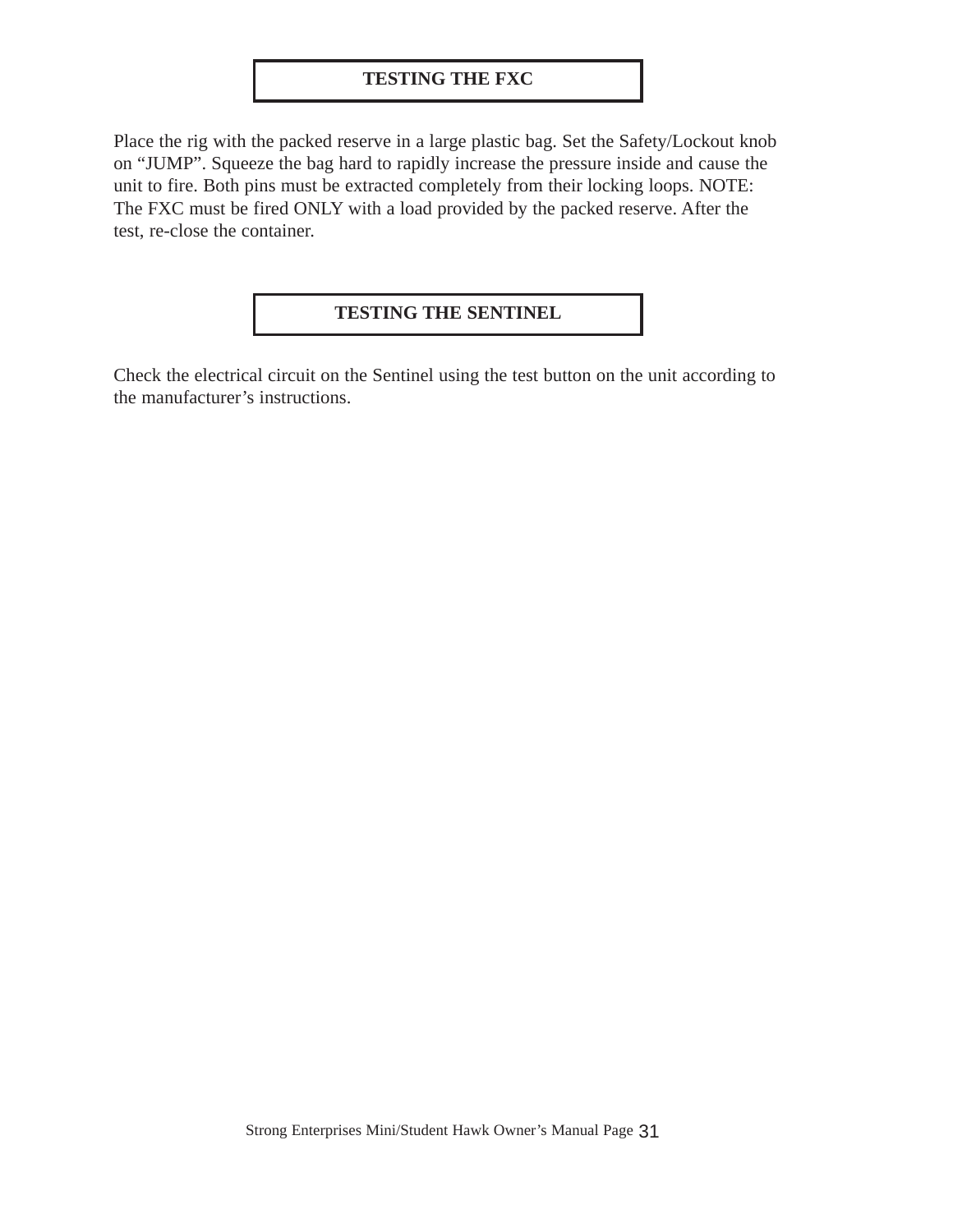## TESTING THE FXC

Place the rig with the packed reserve in a large plastic bag. Set the Safety/Lockout knob on “JUMP”. Squeeze the bag hard to rapidly increase the pressure inside and cause the unit to fire. Both pins must be extracted completely from their locking loops. NOTE: The FXC must be fired ONLY with a load provided by the packed reserve. After the test, re-close the container.

## TESTING THE SENTINEL

Check the electrical circuit on the Sentinel using the test button on the unit according to the manufacturer’s instructions.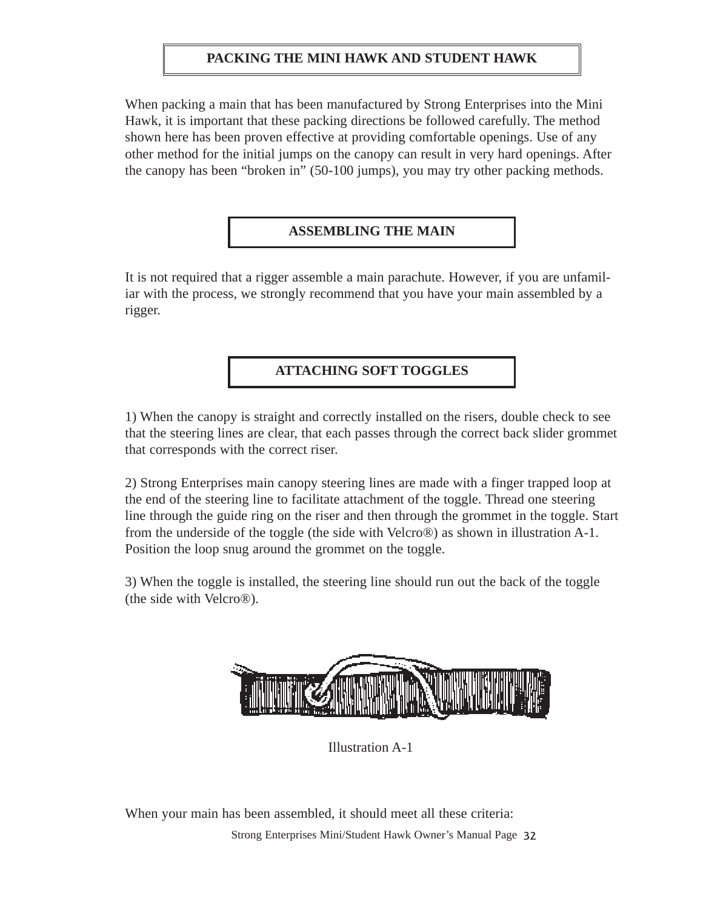## PACKING THE MINI HAWK AND STUDENT HAWK

When packing a main that has been manufactured by Strong Enterprises into the Mini Hawk, it is important that these packing directions be followed carefully. The method shown here has been proven effective at providing comfortable openings. Use of any other method for the initial jumps on the canopy can result in very hard openings. After the canopy has been "broken in" (50-100 jumps), you may try other packing methods.

## ASSEMBLING THE MAIN

It is not required that a rigger assemble a main parachute. However, if you are unfamiliar with the process, we strongly recommend that you have your main assembled by a rigger.

## ATTACHING SOFT TOGGLES

1) When the canopy is straight and correctly installed on the risers, double check to see that the steering lines are clear, that each passes through the correct back slider grommet that corresponds with the correct riser.

2) Strong Enterprises main canopy steering lines are made with a finger trapped loop at the end of the steering line to facilitate attachment of the toggle. Thread one steering line through the guide ring on the riser and then through the grommet in the toggle. Start from the underside of the toggle (the side with Velcro®) as shown in illustration A-1. Position the loop snug around the grommet on the toggle.

3) When the toggle is installed, the steering line should run out the back of the toggle (the side with Velcro®).

Illustration A-1

When your main has been assembled, it should meet all these criteria: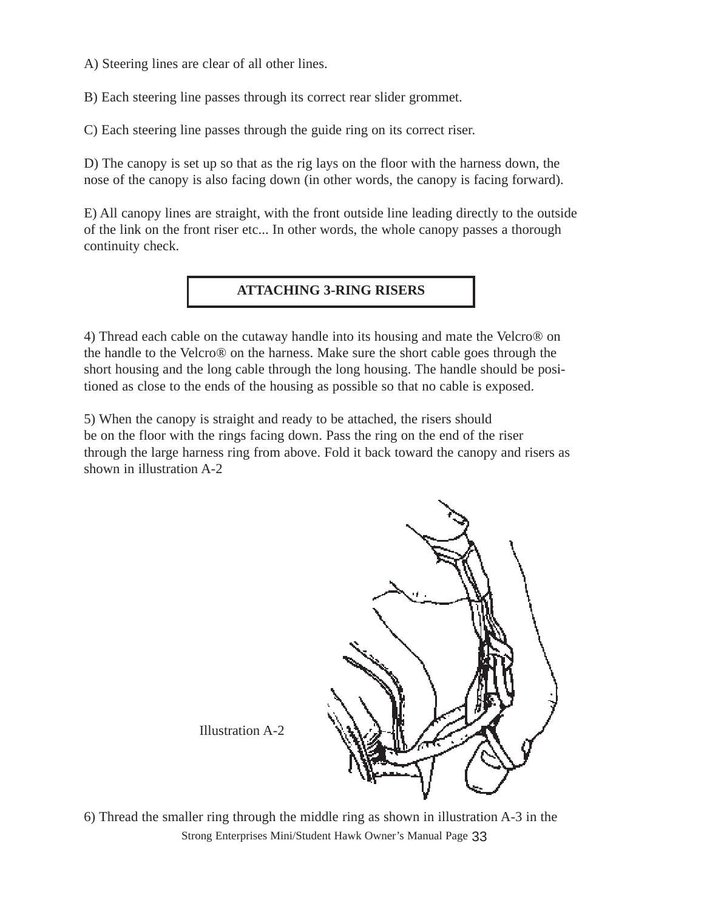A) Steering lines are clear of all other lines.

B) Each steering line passes through its correct rear slider grommet.

C) Each steering line passes through the guide ring on its correct riser.

D) The canopy is set up so that as the rig lays on the floor with the harness down, the nose of the canopy is also facing down (in other words, the canopy is facing forward).

E) All canopy lines are straight, with the front outside line leading directly to the outside of the link on the front riser etc... In other words, the whole canopy passes a thorough continuity check.

## ATTACHING 3-RING RISERS

4) Thread each cable on the cutaway handle into its housing and mate the Velcro® on the handle to the Velcro® on the harness. Make sure the short cable goes through the short housing and the long cable through the long housing. The handle should be positioned as close to the ends of the housing as possible so that no cable is exposed.

5) When the canopy is straight and ready to be attached, the risers should be on the floor with the rings facing down. Pass the ring on the end of the riser through the large harness ring from above. Fold it back toward the canopy and risers as shown in illustration A-2

Illustration A-2

6) Thread the smaller ring through the middle ring as shown in illustration A-3 in the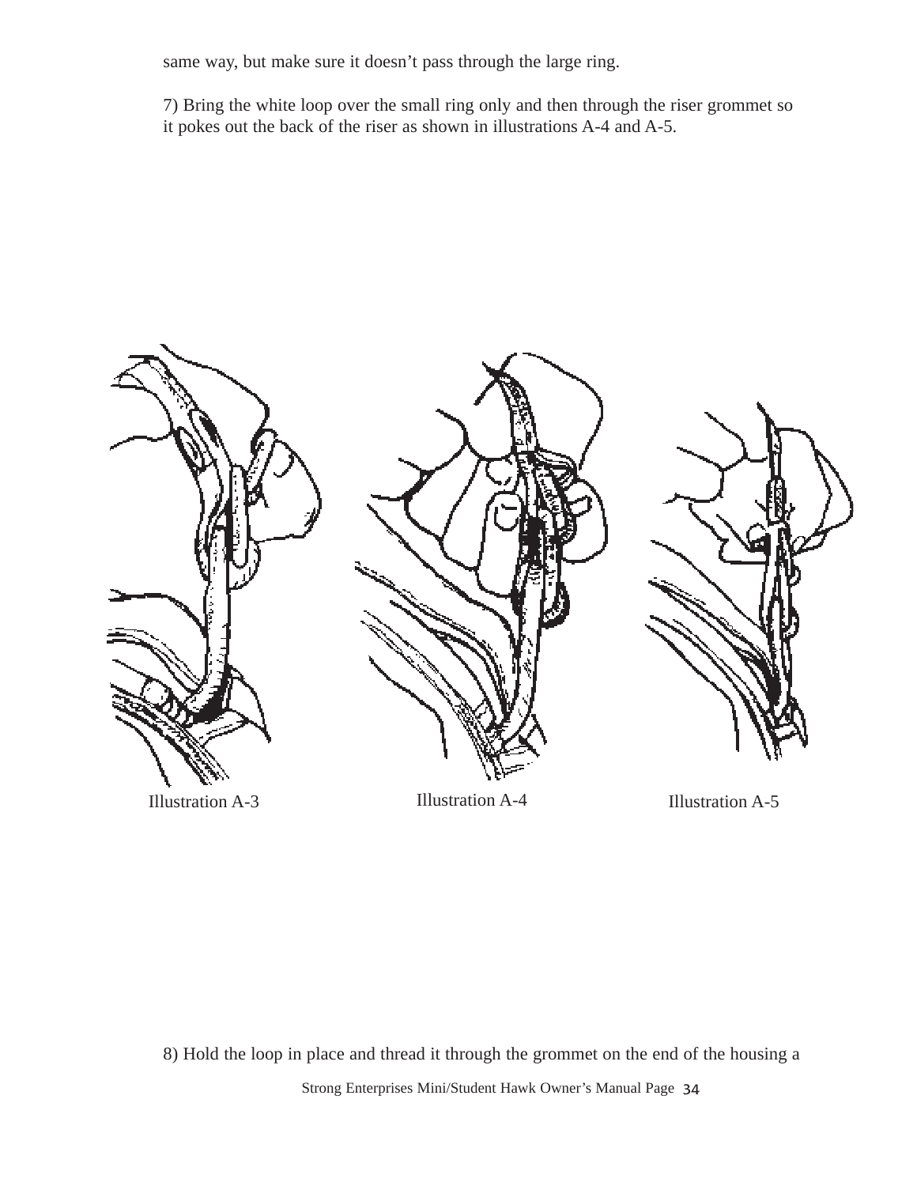same way, but make sure it doesn’t pass through the large ring.

7) Bring the white loop over the small ring only and then through the riser grommet so it pokes out the back of the riser as shown in illustrations A-4 and A-5.

Illustration A-3

Illustration A-4

Illustration A-5

8) Hold the loop in place and thread it through the grommet on the end of the housing a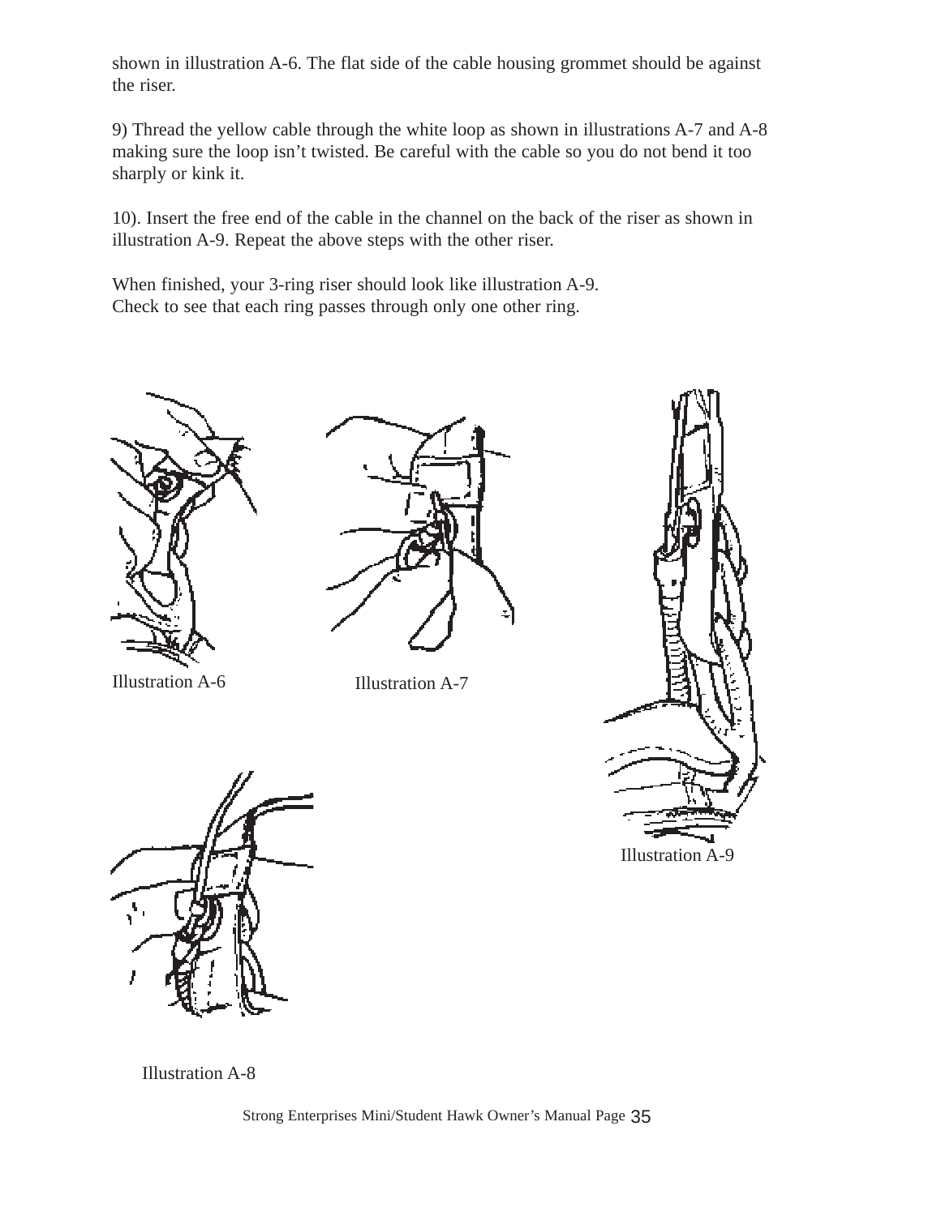shown in illustration A-6. The flat side of the cable housing grommet should be against the riser.

9) Thread the yellow cable through the white loop as shown in illustrations A-7 and A-8 making sure the loop isn't twisted. Be careful with the cable so you do not bend it too sharply or kink it.

10). Insert the free end of the cable in the channel on the back of the riser as shown in illustration A-9. Repeat the above steps with the other riser.

When finished, your 3-ring riser should look like illustration A-9.
Check to see that each ring passes through only one other ring.

Illustration A-6

Illustration A-7

Illustration A-9

Illustration A-8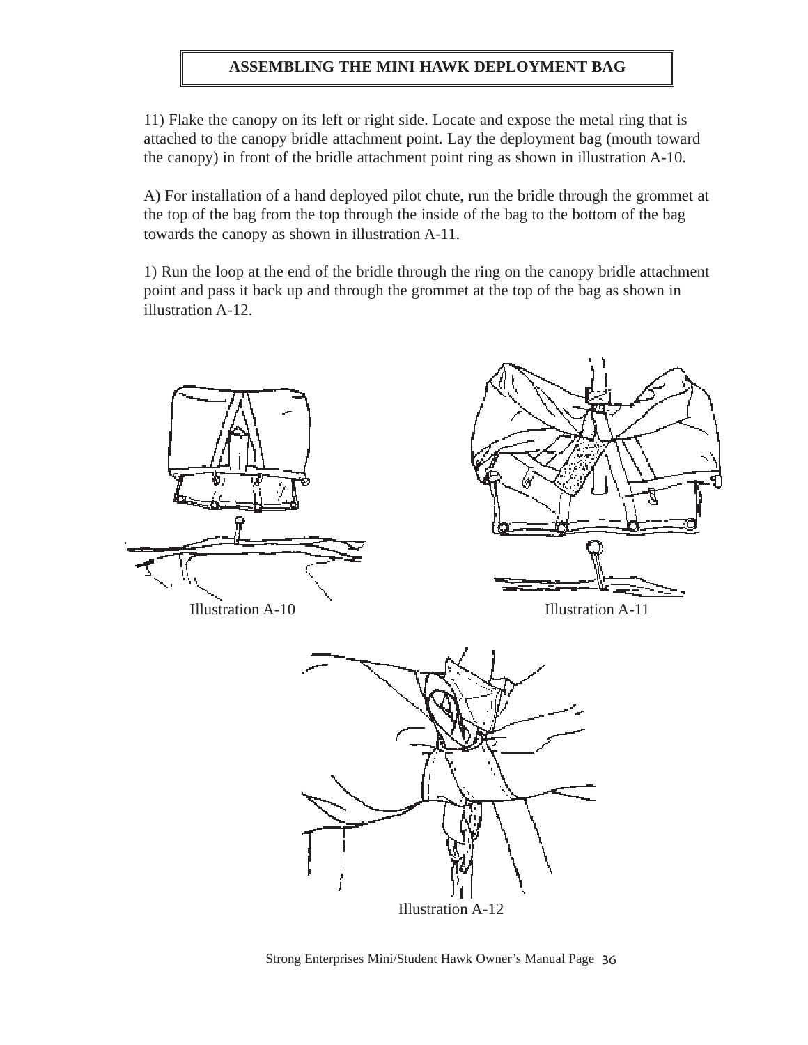## ASSEMBLING THE MINI HAWK DEPLOYMENT BAG

11) Flake the canopy on its left or right side. Locate and expose the metal ring that is attached to the canopy bridle attachment point. Lay the deployment bag (mouth toward the canopy) in front of the bridle attachment point ring as shown in illustration A-10.

A) For installation of a hand deployed pilot chute, run the bridle through the grommet at the top of the bag from the top through the inside of the bag to the bottom of the bag towards the canopy as shown in illustration A-11.

1) Run the loop at the end of the bridle through the ring on the canopy bridle attachment point and pass it back up and through the grommet at the top of the bag as shown in illustration A-12.

Illustration A-10

Illustration A-11

Illustration A-12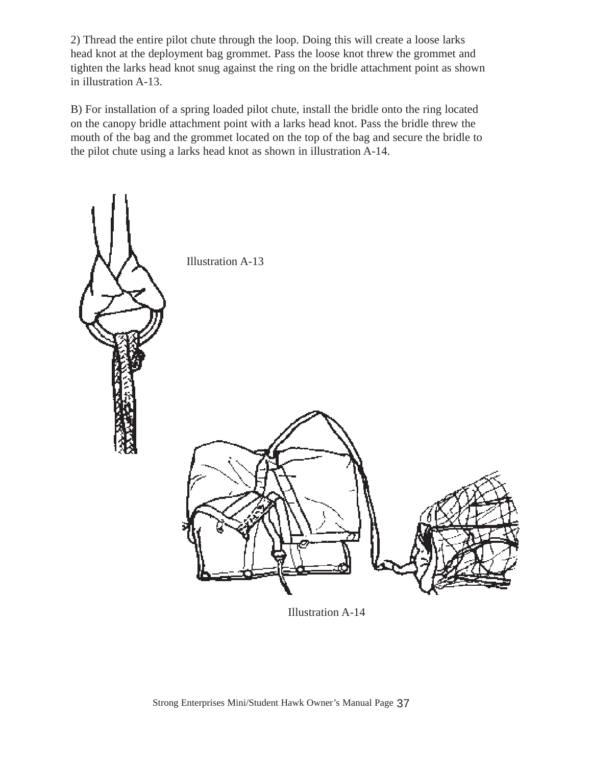2) Thread the entire pilot chute through the loop. Doing this will create a loose larks head knot at the deployment bag grommet. Pass the loose knot threw the grommet and tighten the larks head knot snug against the ring on the bridle attachment point as shown in illustration A-13.

B) For installation of a spring loaded pilot chute, install the bridle onto the ring located on the canopy bridle attachment point with a larks head knot. Pass the bridle threw the mouth of the bag and the grommet located on the top of the bag and secure the bridle to the pilot chute using a larks head knot as shown in illustration A-14.

Illustration A-13

Illustration A-14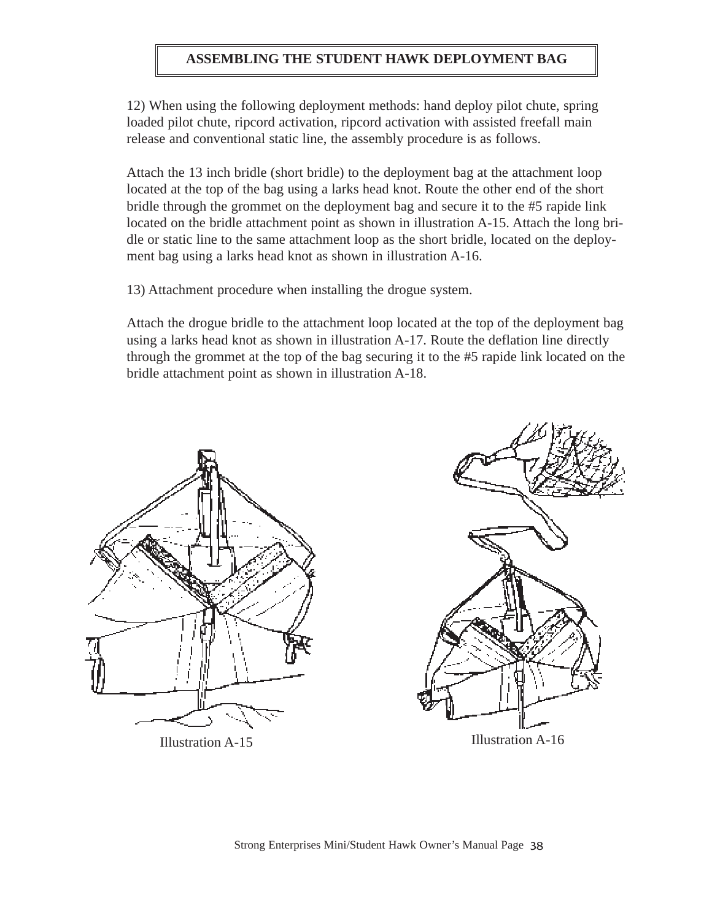# ASSEMBLING THE STUDENT HAWK DEPLOYMENT BAG

12) When using the following deployment methods: hand deploy pilot chute, spring loaded pilot chute, ripcord activation, ripcord activation with assisted freefall main release and conventional static line, the assembly procedure is as follows.

Attach the 13 inch bridle (short bridle) to the deployment bag at the attachment loop located at the top of the bag using a larks head knot. Route the other end of the short bridle through the grommet on the deployment bag and secure it to the #5 rapide link located on the bridle attachment point as shown in illustration A-15. Attach the long bridle or static line to the same attachment loop as the short bridle, located on the deployment bag using a larks head knot as shown in illustration A-16.

13) Attachment procedure when installing the drogue system.

Attach the drogue bridle to the attachment loop located at the top of the deployment bag using a larks head knot as shown in illustration A-17. Route the deflation line directly through the grommet at the top of the bag securing it to the #5 rapide link located on the bridle attachment point as shown in illustration A-18.

Illustration A-15

Illustration A-16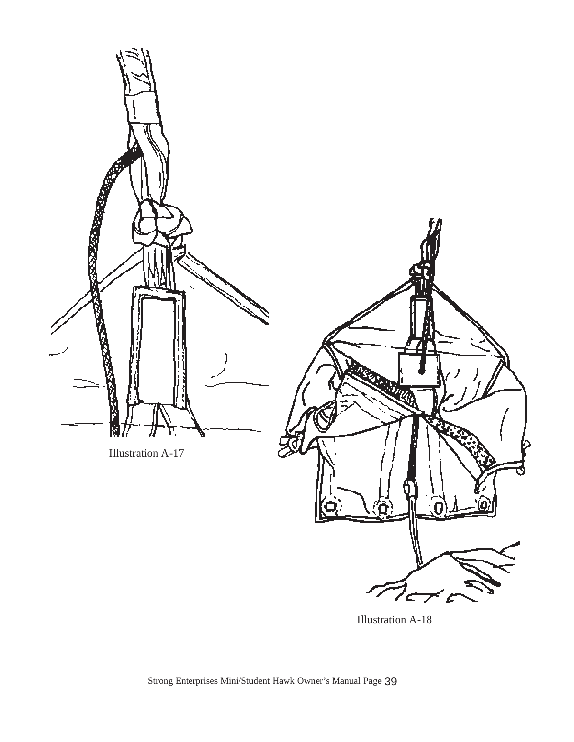Illustration A-17

Illustration A-18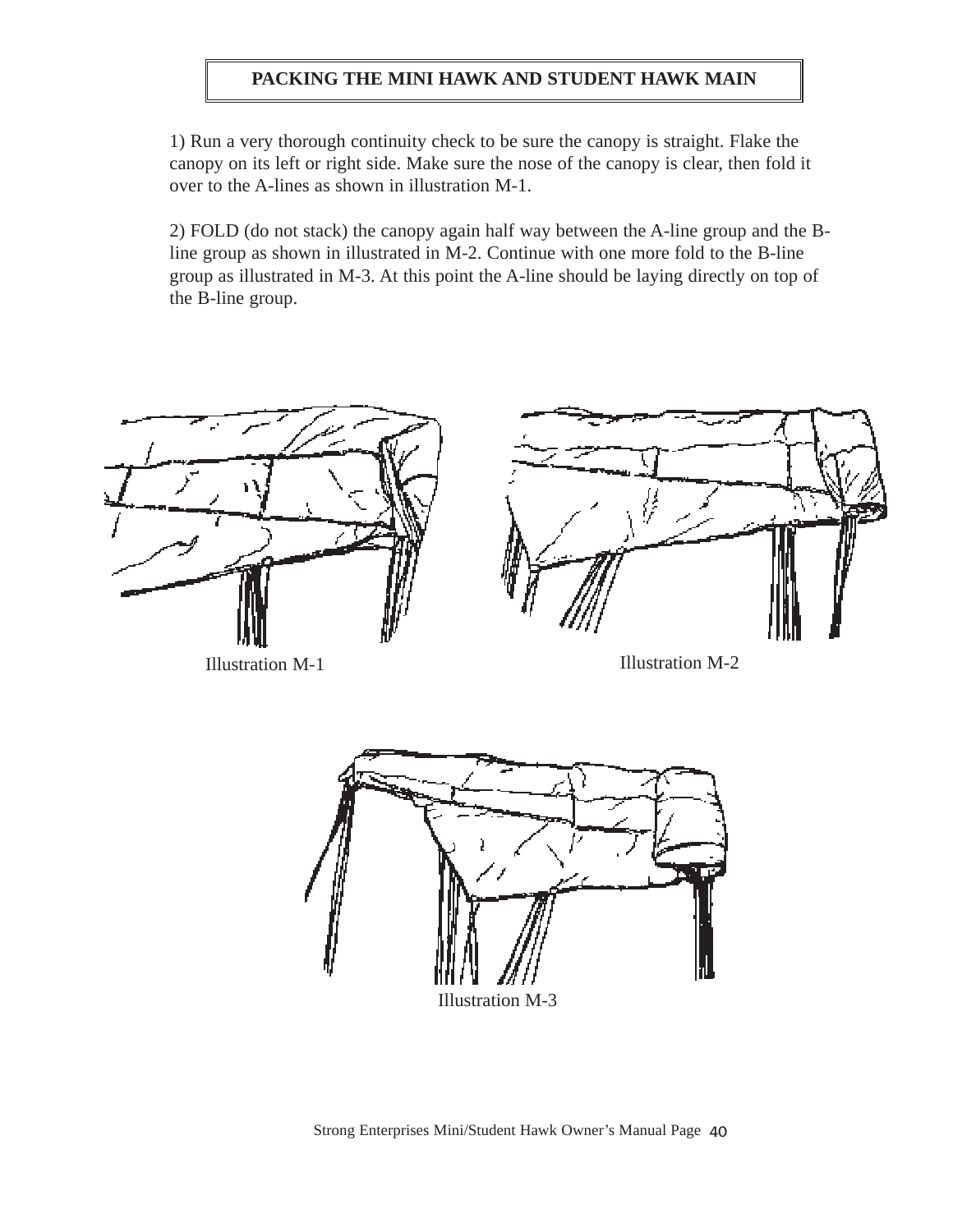# PACKING THE MINI HAWK AND STUDENT HAWK MAIN

1) Run a very thorough continuity check to be sure the canopy is straight. Flake the canopy on its left or right side. Make sure the nose of the canopy is clear, then fold it over to the A-lines as shown in illustration M-1.

2) FOLD (do not stack) the canopy again half way between the A-line group and the B-line group as shown in illustrated in M-2. Continue with one more fold to the B-line group as illustrated in M-3. At this point the A-line should be laying directly on top of the B-line group.

Illustration M-1

Illustration M-2

Illustration M-3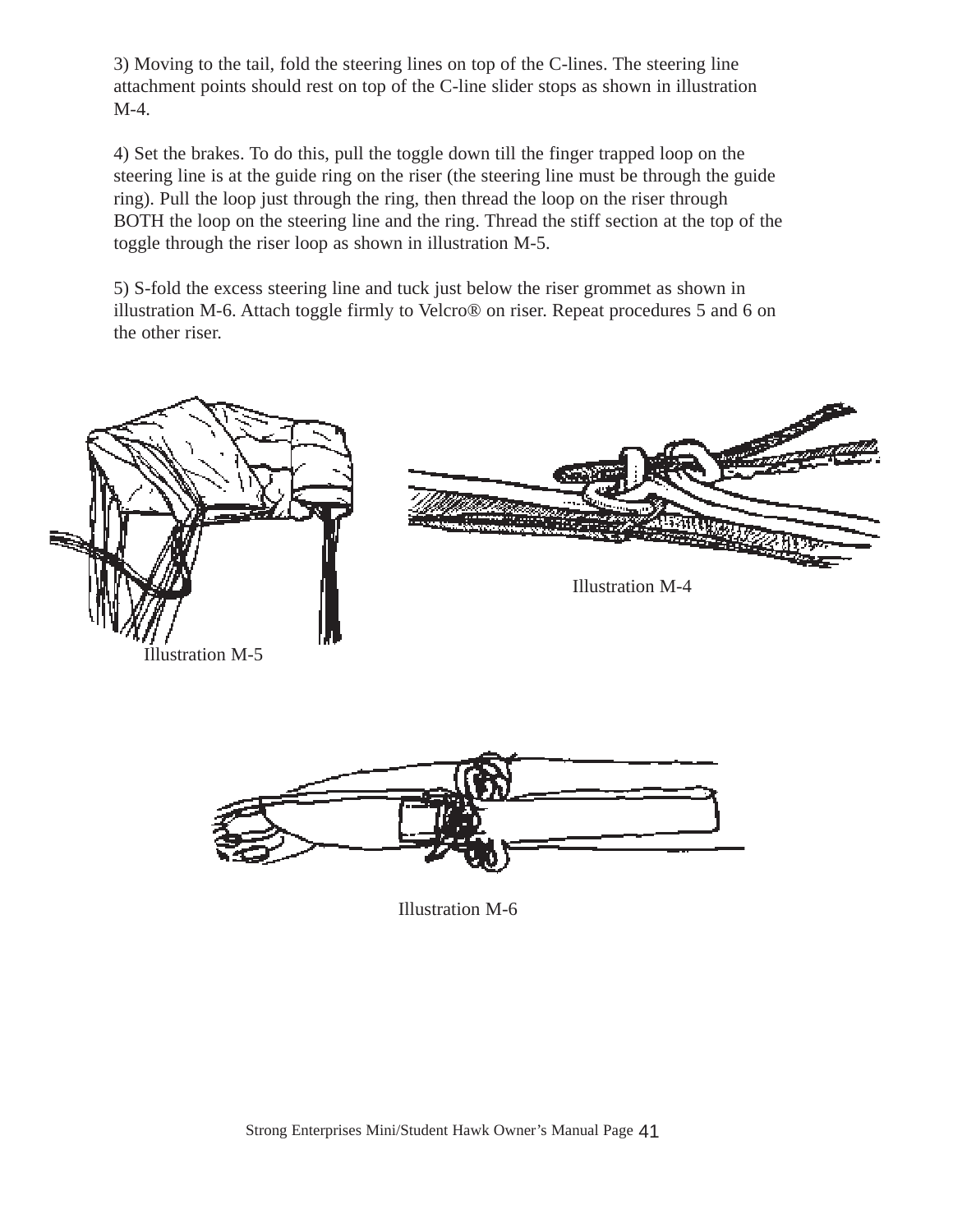3) Moving to the tail, fold the steering lines on top of the C-lines. The steering line attachment points should rest on top of the C-line slider stops as shown in illustration M-4.

4) Set the brakes. To do this, pull the toggle down till the finger trapped loop on the steering line is at the guide ring on the riser (the steering line must be through the guide ring). Pull the loop just through the ring, then thread the loop on the riser through BOTH the loop on the steering line and the ring. Thread the stiff section at the top of the toggle through the riser loop as shown in illustration M-5.

5) S-fold the excess steering line and tuck just below the riser grommet as shown in illustration M-6. Attach toggle firmly to Velcro® on riser. Repeat procedures 5 and 6 on the other riser.

Illustration M-4

Illustration M-5

Illustration M-6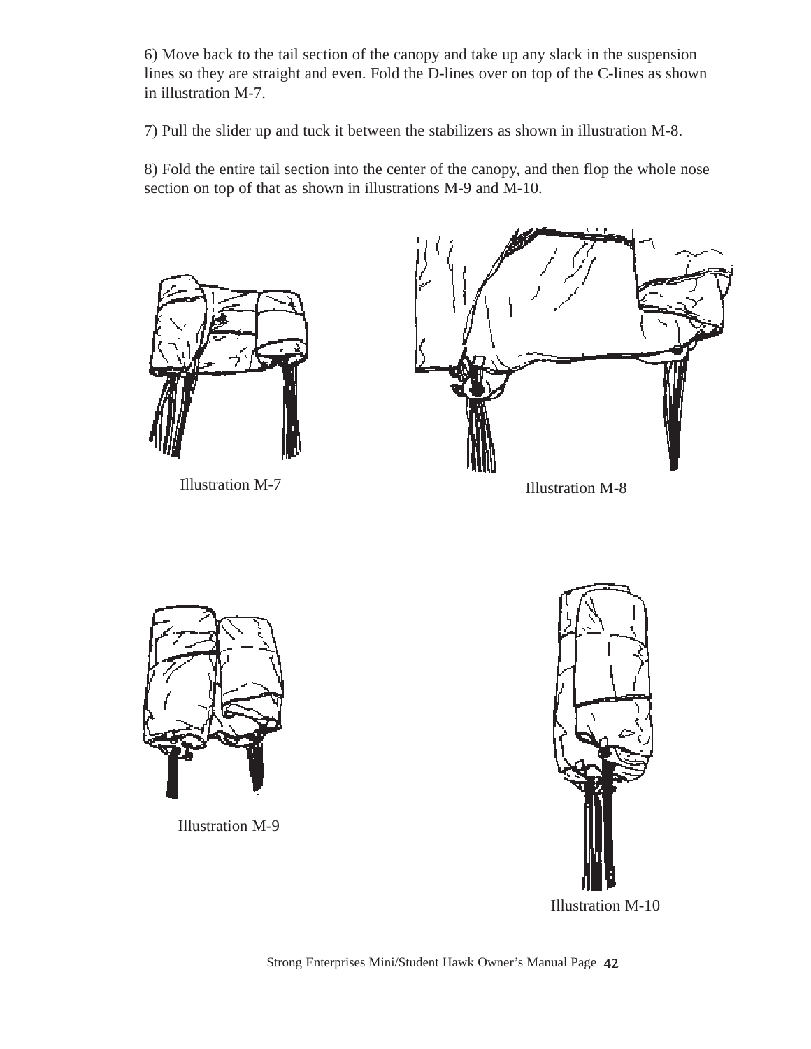6) Move back to the tail section of the canopy and take up any slack in the suspension lines so they are straight and even. Fold the D-lines over on top of the C-lines as shown in illustration M-7.

7) Pull the slider up and tuck it between the stabilizers as shown in illustration M-8.

8) Fold the entire tail section into the center of the canopy, and then flop the whole nose section on top of that as shown in illustrations M-9 and M-10.

Illustration M-7

Illustration M-8

Illustration M-9

Illustration M-10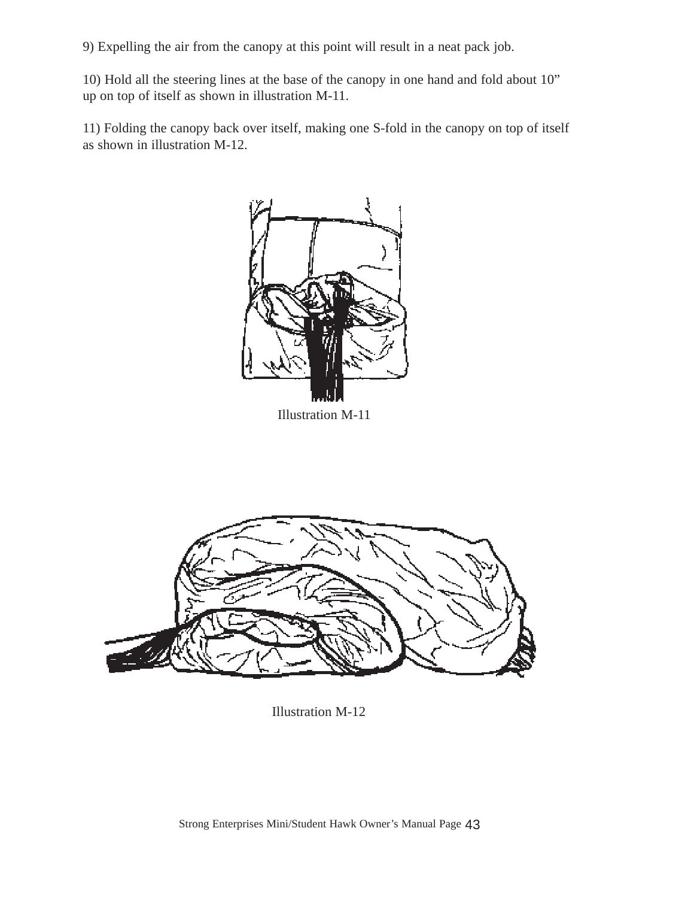9) Expelling the air from the canopy at this point will result in a neat pack job.

10) Hold all the steering lines at the base of the canopy in one hand and fold about 10" up on top of itself as shown in illustration M-11.

11) Folding the canopy back over itself, making one S-fold in the canopy on top of itself as shown in illustration M-12.

Illustration M-11

Illustration M-12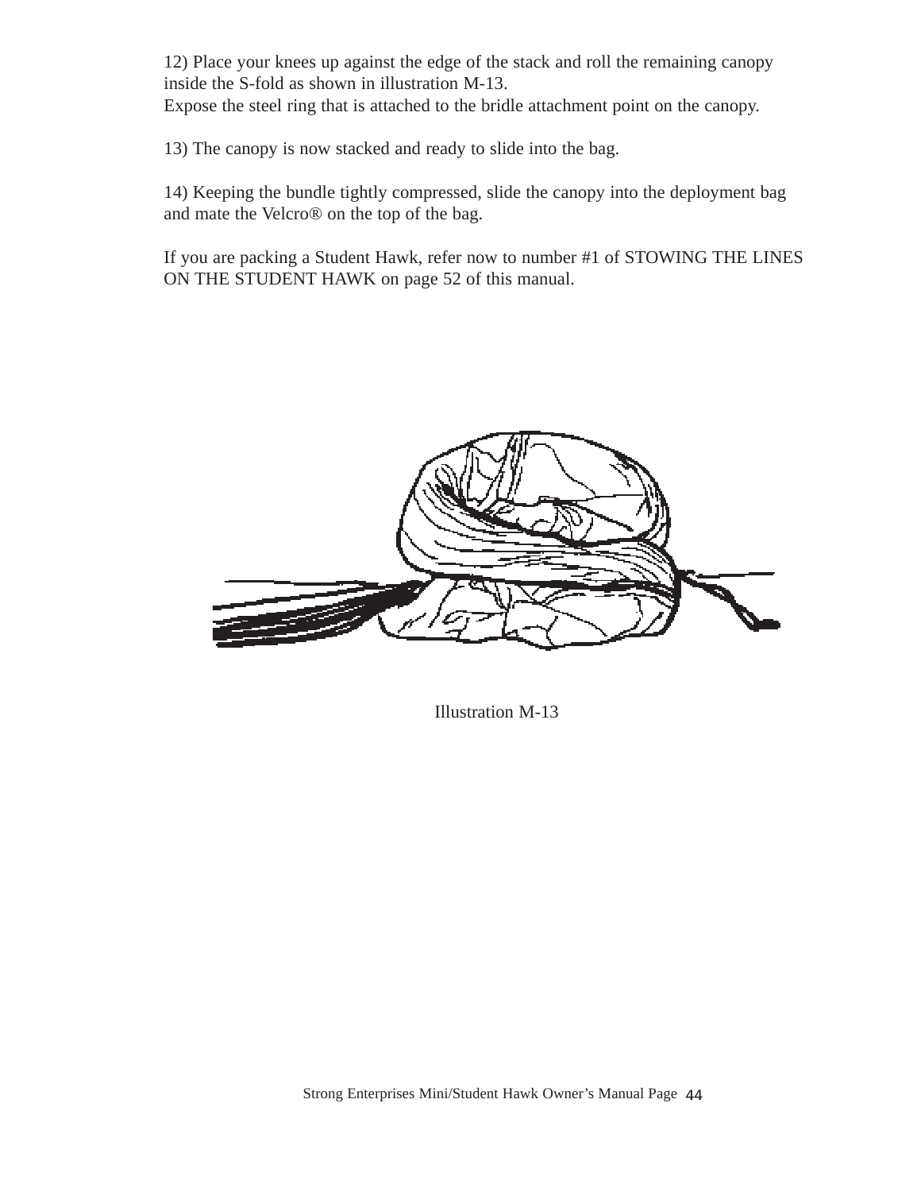12) Place your knees up against the edge of the stack and roll the remaining canopy inside the S-fold as shown in illustration M-13.
Expose the steel ring that is attached to the bridle attachment point on the canopy.

13) The canopy is now stacked and ready to slide into the bag.

14) Keeping the bundle tightly compressed, slide the canopy into the deployment bag and mate the Velcro® on the top of the bag.

If you are packing a Student Hawk, refer now to number #1 of STOWING THE LINES ON THE STUDENT HAWK on page 52 of this manual.

Illustration M-13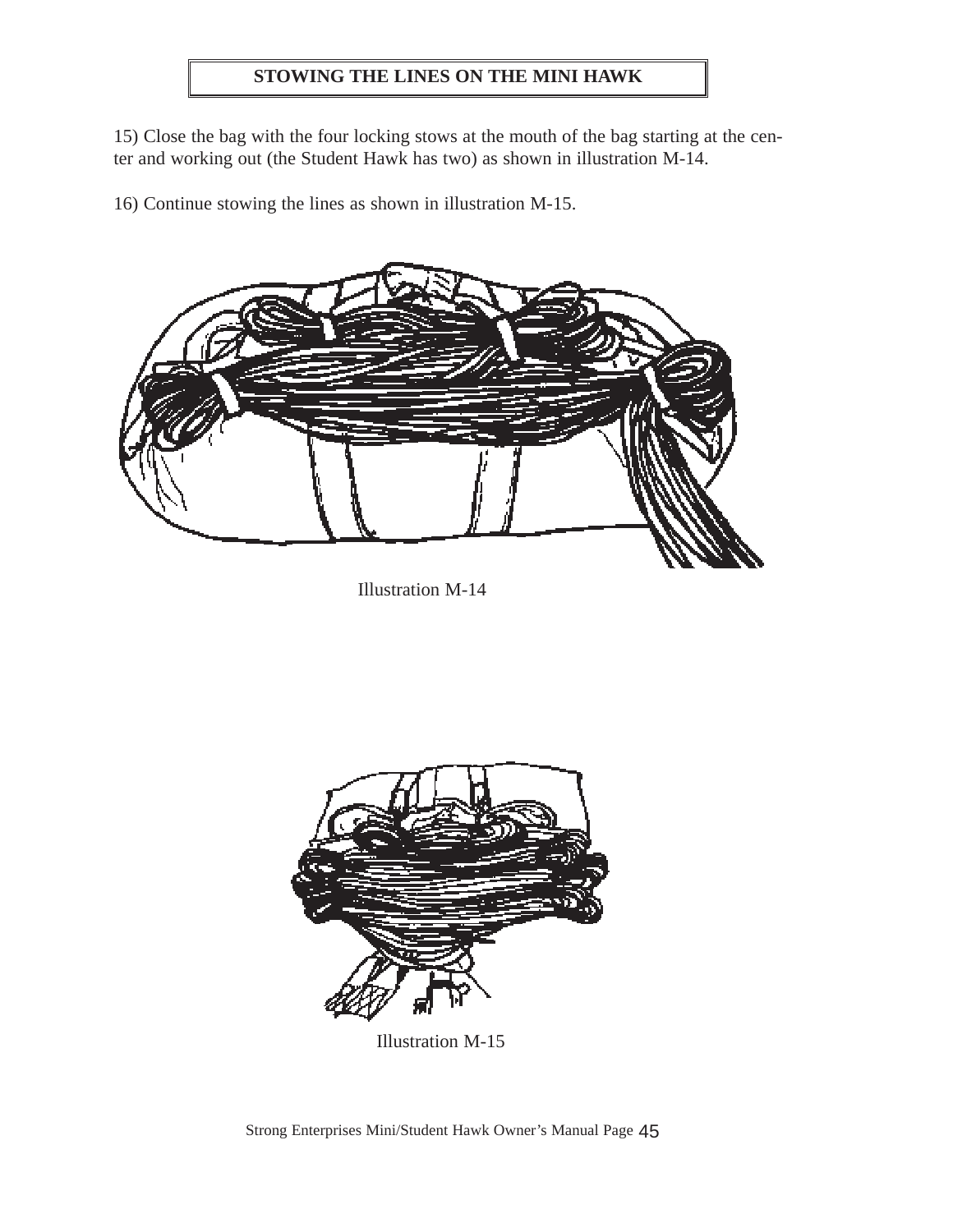## STOWING THE LINES ON THE MINI HAWK

15) Close the bag with the four locking stows at the mouth of the bag starting at the center and working out (the Student Hawk has two) as shown in illustration M-14.

16) Continue stowing the lines as shown in illustration M-15.

Illustration M-14

Illustration M-15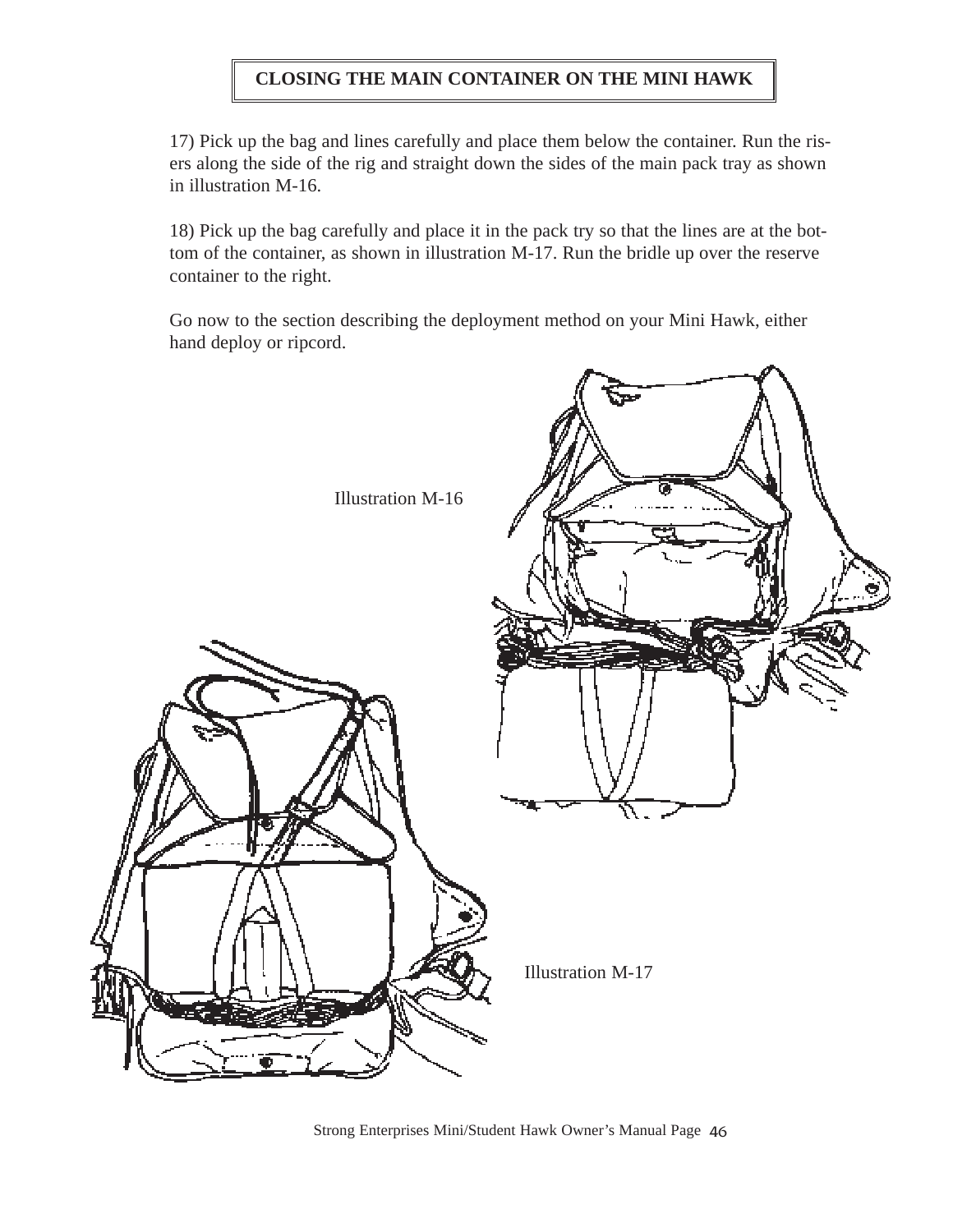# CLOSING THE MAIN CONTAINER ON THE MINI HAWK

17) Pick up the bag and lines carefully and place them below the container. Run the risers along the side of the rig and straight down the sides of the main pack tray as shown in illustration M-16.

18) Pick up the bag carefully and place it in the pack try so that the lines are at the bottom of the container, as shown in illustration M-17. Run the bridle up over the reserve container to the right.

Go now to the section describing the deployment method on your Mini Hawk, either hand deploy or ripcord.

Illustration M-16

Illustration M-17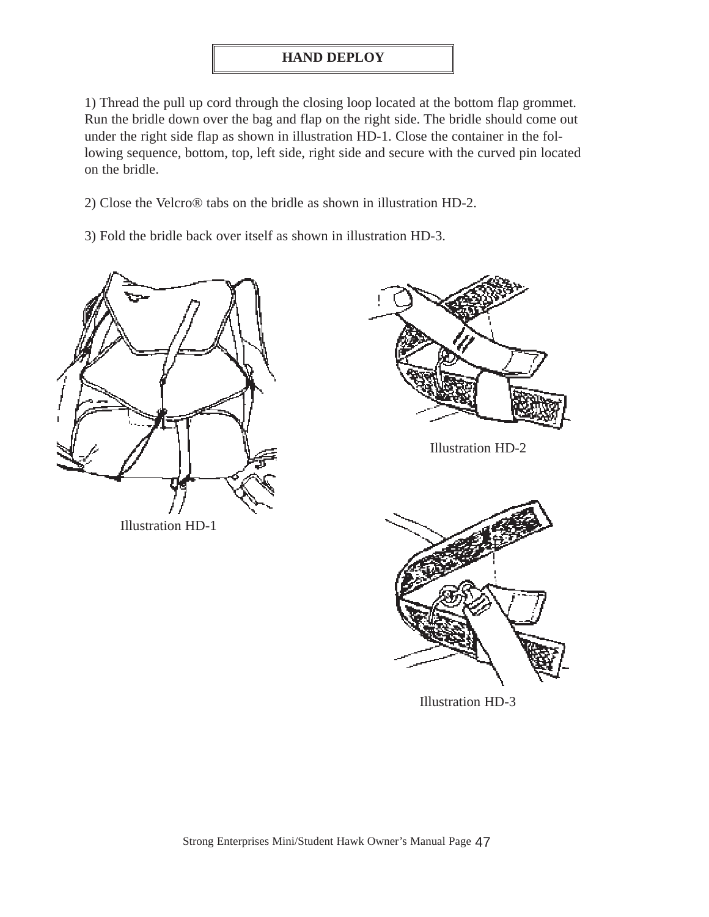## HAND DEPLOY

1) Thread the pull up cord through the closing loop located at the bottom flap grommet. Run the bridle down over the bag and flap on the right side. The bridle should come out under the right side flap as shown in illustration HD-1. Close the container in the following sequence, bottom, top, left side, right side and secure with the curved pin located on the bridle.

2) Close the Velcro® tabs on the bridle as shown in illustration HD-2.

3) Fold the bridle back over itself as shown in illustration HD-3.

Illustration HD-1

Illustration HD-2

Illustration HD-3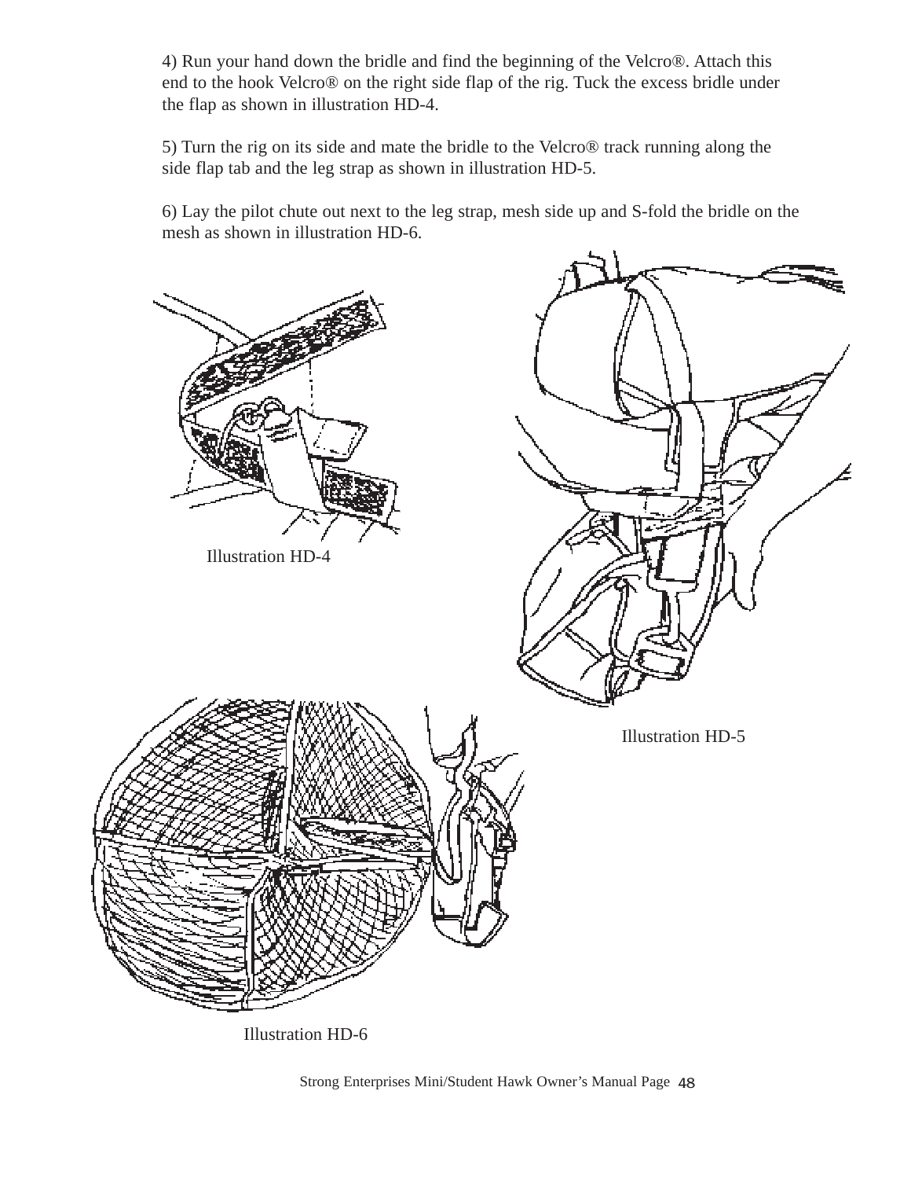4) Run your hand down the bridle and find the beginning of the Velcro®. Attach this end to the hook Velcro® on the right side flap of the rig. Tuck the excess bridle under the flap as shown in illustration HD-4.

5) Turn the rig on its side and mate the bridle to the Velcro® track running along the side flap tab and the leg strap as shown in illustration HD-5.

6) Lay the pilot chute out next to the leg strap, mesh side up and S-fold the bridle on the mesh as shown in illustration HD-6.

Illustration HD-4

Illustration HD-5

Illustration HD-6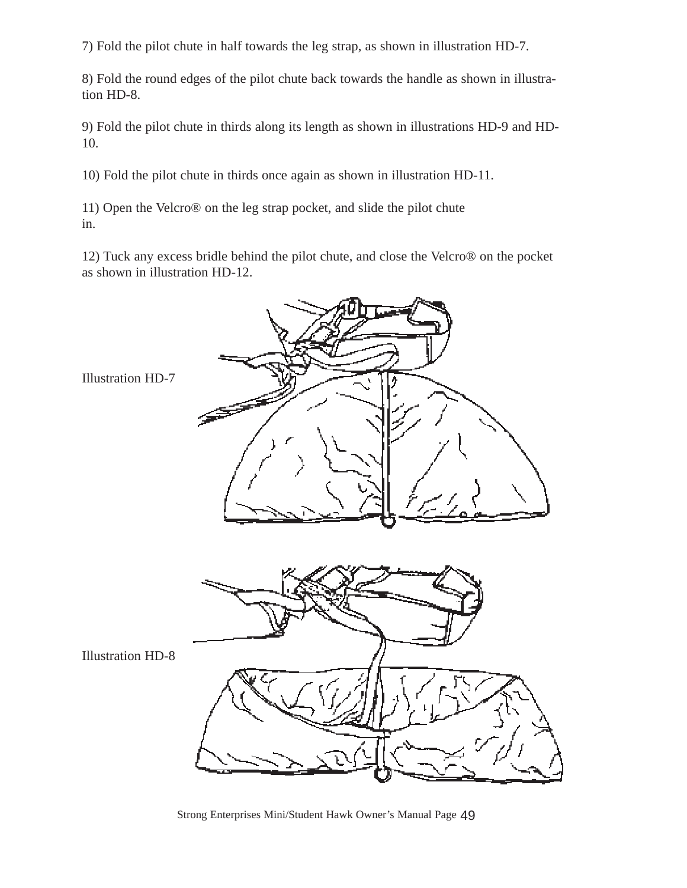7) Fold the pilot chute in half towards the leg strap, as shown in illustration HD-7.

8) Fold the round edges of the pilot chute back towards the handle as shown in illustration HD-8.

9) Fold the pilot chute in thirds along its length as shown in illustrations HD-9 and HD-10.

10) Fold the pilot chute in thirds once again as shown in illustration HD-11.

11) Open the Velcro® on the leg strap pocket, and slide the pilot chute in.

12) Tuck any excess bridle behind the pilot chute, and close the Velcro® on the pocket as shown in illustration HD-12.

Illustration HD-7

Illustration HD-8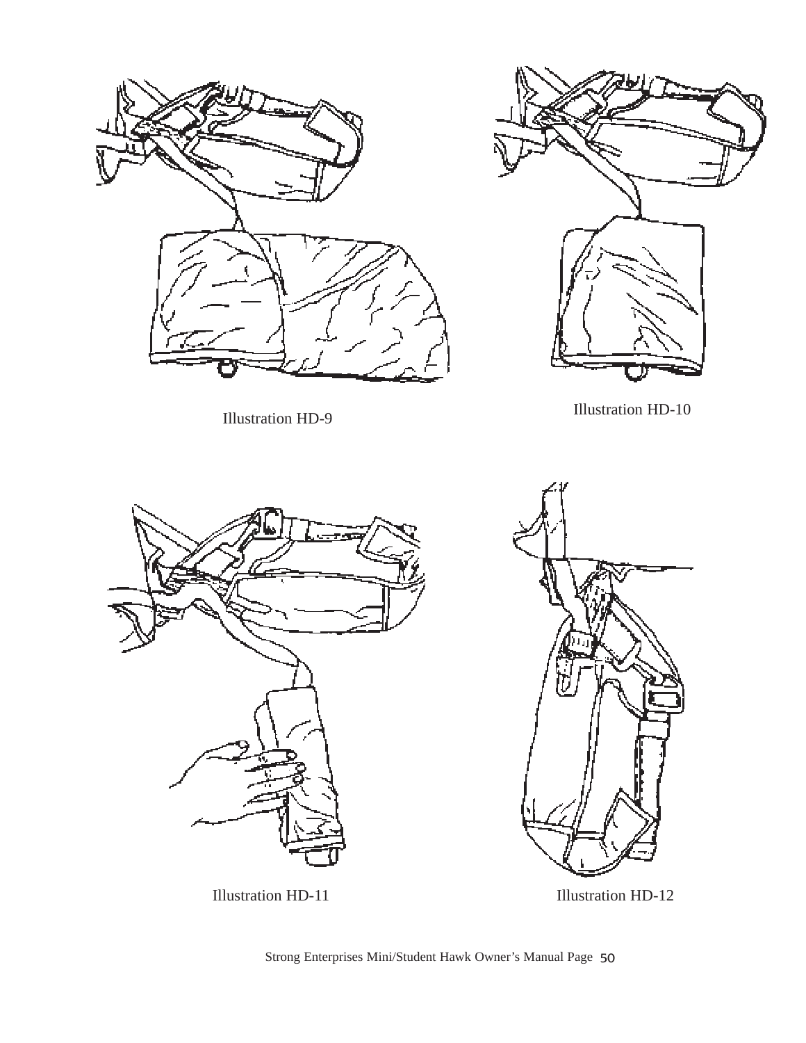Illustration HD-9

Illustration HD-10

Illustration HD-11

Illustration HD-12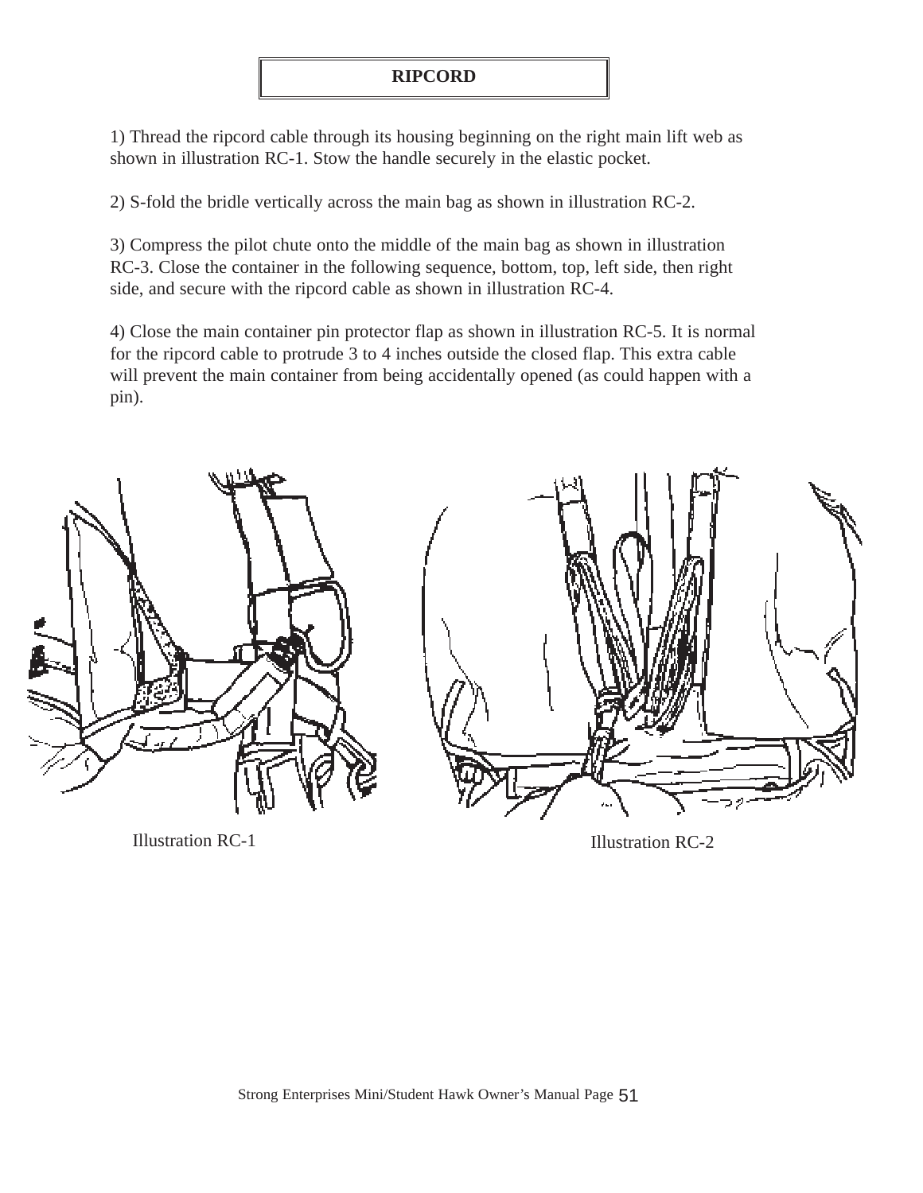# RIPCORD

1) Thread the ripcord cable through its housing beginning on the right main lift web as shown in illustration RC-1. Stow the handle securely in the elastic pocket.

2) S-fold the bridle vertically across the main bag as shown in illustration RC-2.

3) Compress the pilot chute onto the middle of the main bag as shown in illustration RC-3. Close the container in the following sequence, bottom, top, left side, then right side, and secure with the ripcord cable as shown in illustration RC-4.

4) Close the main container pin protector flap as shown in illustration RC-5. It is normal for the ripcord cable to protrude 3 to 4 inches outside the closed flap. This extra cable will prevent the main container from being accidentally opened (as could happen with a pin).

Illustration RC-1

Illustration RC-2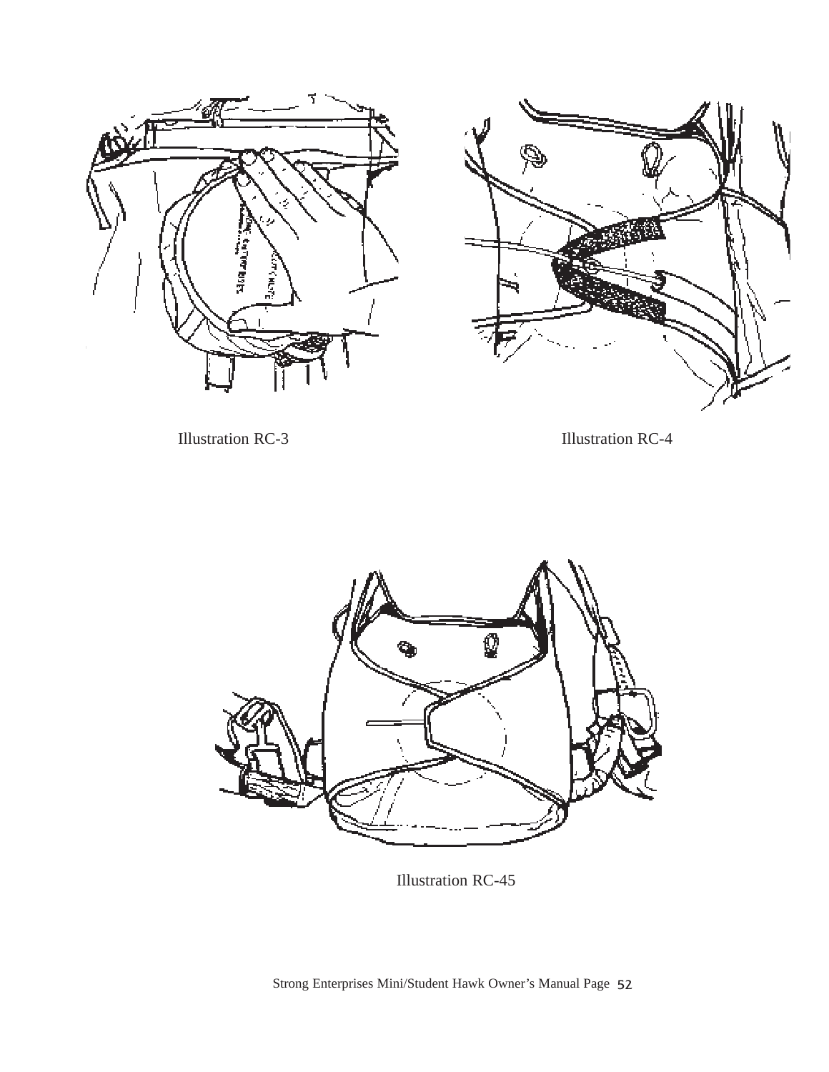Illustration RC-3

Illustration RC-4

Illustration RC-45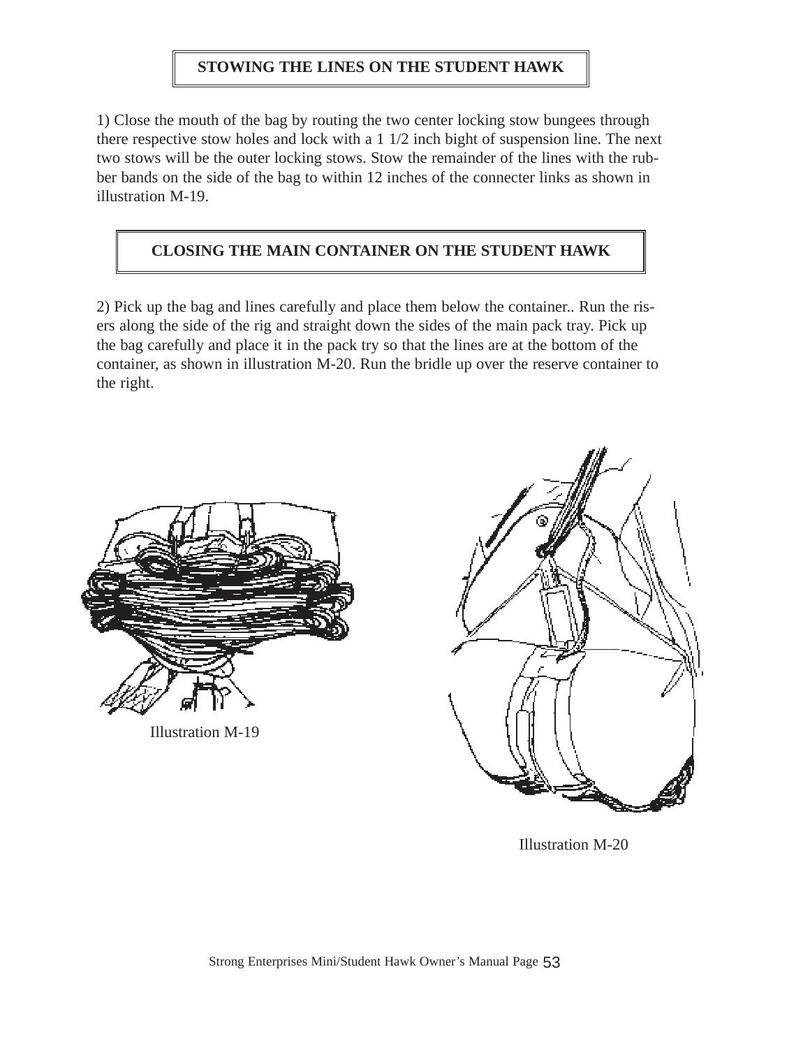## STOWING THE LINES ON THE STUDENT HAWK

1) Close the mouth of the bag by routing the two center locking stow bungees through there respective stow holes and lock with a 1 1/2 inch bight of suspension line. The next two stows will be the outer locking stows. Stow the remainder of the lines with the rubber bands on the side of the bag to within 12 inches of the connecter links as shown in illustration M-19.

## CLOSING THE MAIN CONTAINER ON THE STUDENT HAWK

2) Pick up the bag and lines carefully and place them below the container.. Run the risers along the side of the rig and straight down the sides of the main pack tray. Pick up the bag carefully and place it in the pack try so that the lines are at the bottom of the container, as shown in illustration M-20. Run the bridle up over the reserve container to the right.

Illustration M-19

Illustration M-20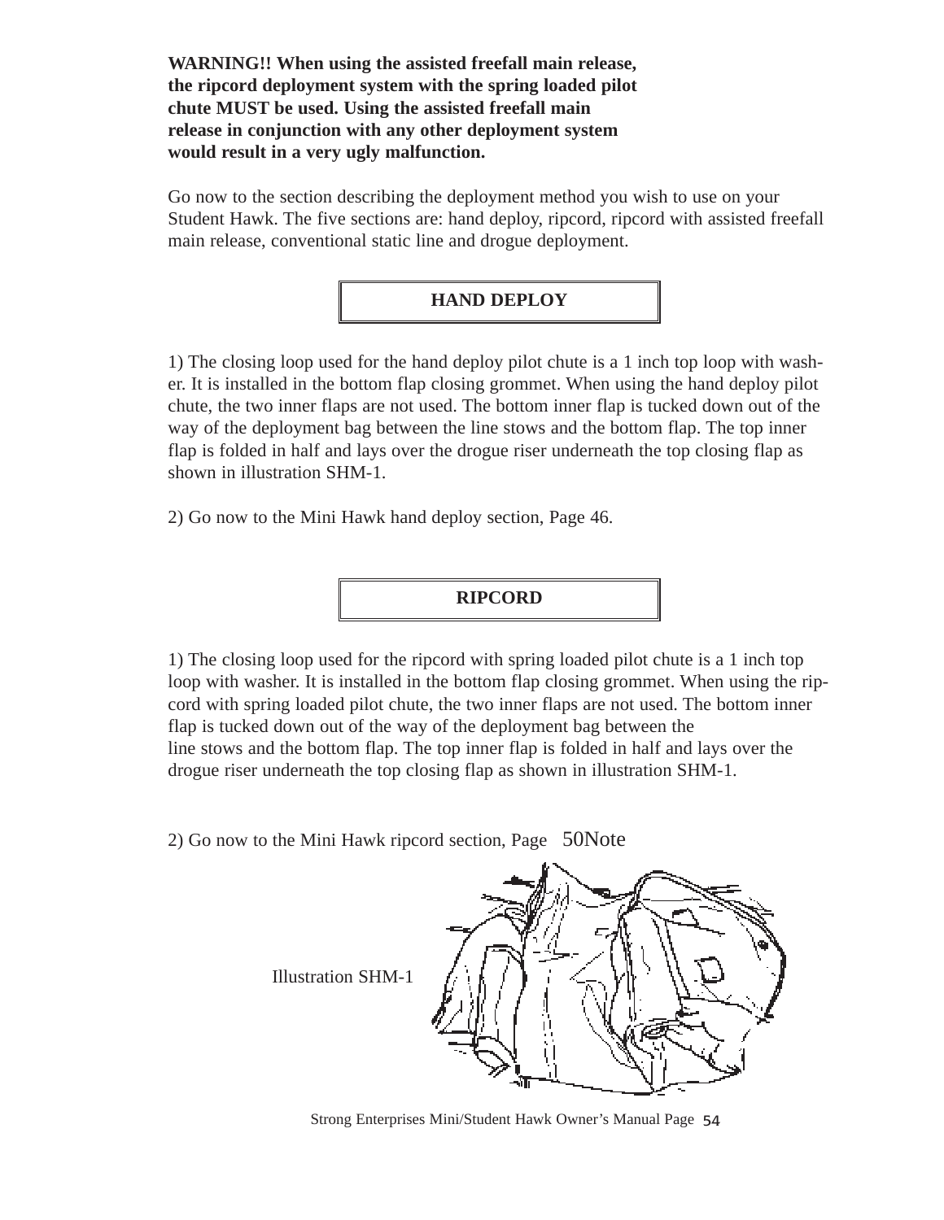**WARNING!! When using the assisted freefall main release, the ripcord deployment system with the spring loaded pilot chute MUST be used. Using the assisted freefall main release in conjunction with any other deployment system would result in a very ugly malfunction.**

Go now to the section describing the deployment method you wish to use on your Student Hawk. The five sections are: hand deploy, ripcord, ripcord with assisted freefall main release, conventional static line and drogue deployment.

## HAND DEPLOY

1) The closing loop used for the hand deploy pilot chute is a 1 inch top loop with washer. It is installed in the bottom flap closing grommet. When using the hand deploy pilot chute, the two inner flaps are not used. The bottom inner flap is tucked down out of the way of the deployment bag between the line stows and the bottom flap. The top inner flap is folded in half and lays over the drogue riser underneath the top closing flap as shown in illustration SHM-1.

2) Go now to the Mini Hawk hand deploy section, Page 46.

## RIPCORD

1) The closing loop used for the ripcord with spring loaded pilot chute is a 1 inch top loop with washer. It is installed in the bottom flap closing grommet. When using the ripcord with spring loaded pilot chute, the two inner flaps are not used. The bottom inner flap is tucked down out of the way of the deployment bag between the line stows and the bottom flap. The top inner flap is folded in half and lays over the drogue riser underneath the top closing flap as shown in illustration SHM-1.

2) Go now to the Mini Hawk ripcord section, Page 50Note

Illustration SHM-1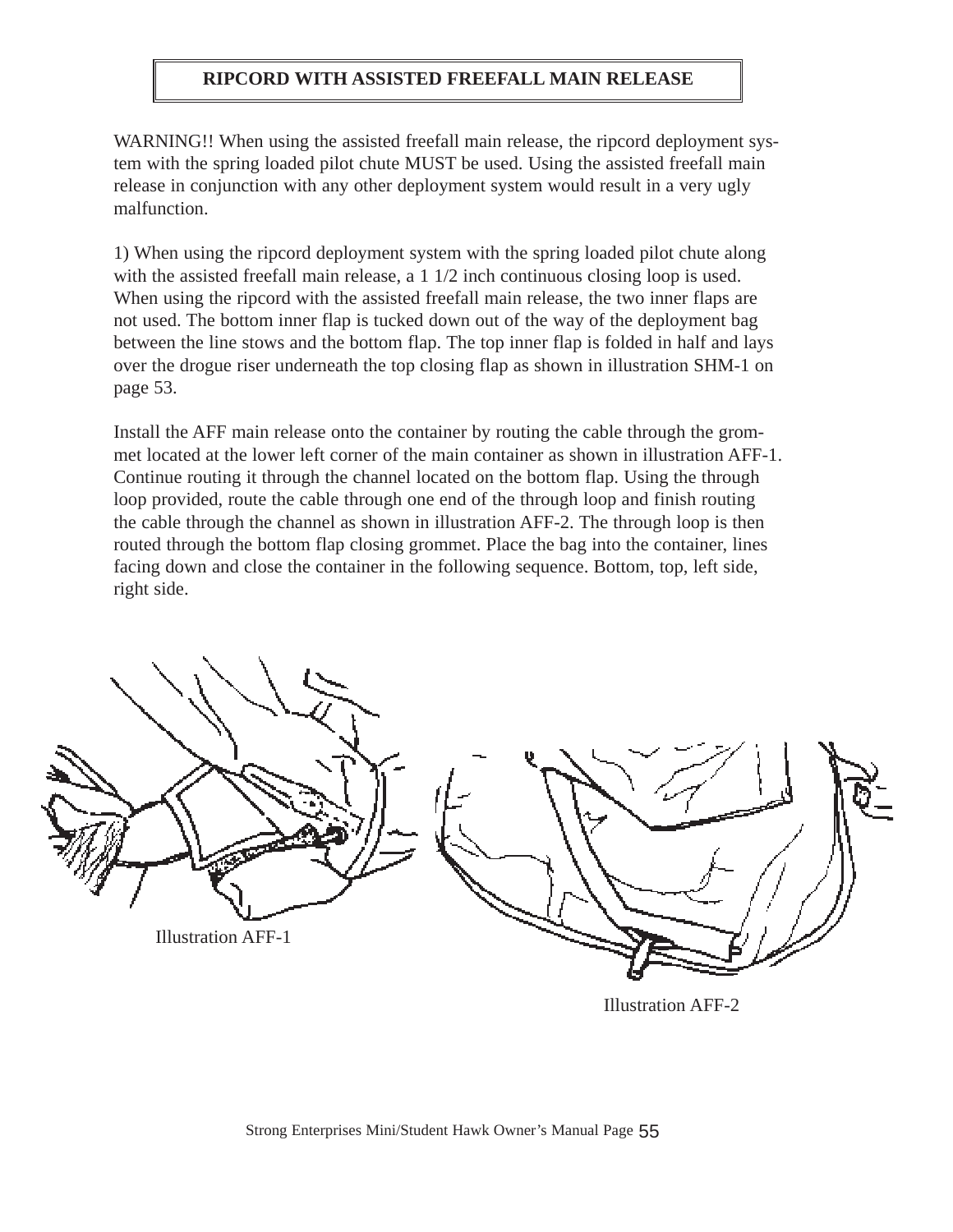## RIPCORD WITH ASSISTED FREEFALL MAIN RELEASE

WARNING!! When using the assisted freefall main release, the ripcord deployment system with the spring loaded pilot chute MUST be used. Using the assisted freefall main release in conjunction with any other deployment system would result in a very ugly malfunction.

1) When using the ripcord deployment system with the spring loaded pilot chute along with the assisted freefall main release, a 1 1/2 inch continuous closing loop is used. When using the ripcord with the assisted freefall main release, the two inner flaps are not used. The bottom inner flap is tucked down out of the way of the deployment bag between the line stows and the bottom flap. The top inner flap is folded in half and lays over the drogue riser underneath the top closing flap as shown in illustration SHM-1 on page 53.

Install the AFF main release onto the container by routing the cable through the grommet located at the lower left corner of the main container as shown in illustration AFF-1. Continue routing it through the channel located on the bottom flap. Using the through loop provided, route the cable through one end of the through loop and finish routing the cable through the channel as shown in illustration AFF-2. The through loop is then routed through the bottom flap closing grommet. Place the bag into the container, lines facing down and close the container in the following sequence. Bottom, top, left side, right side.

Illustration AFF-1

Illustration AFF-2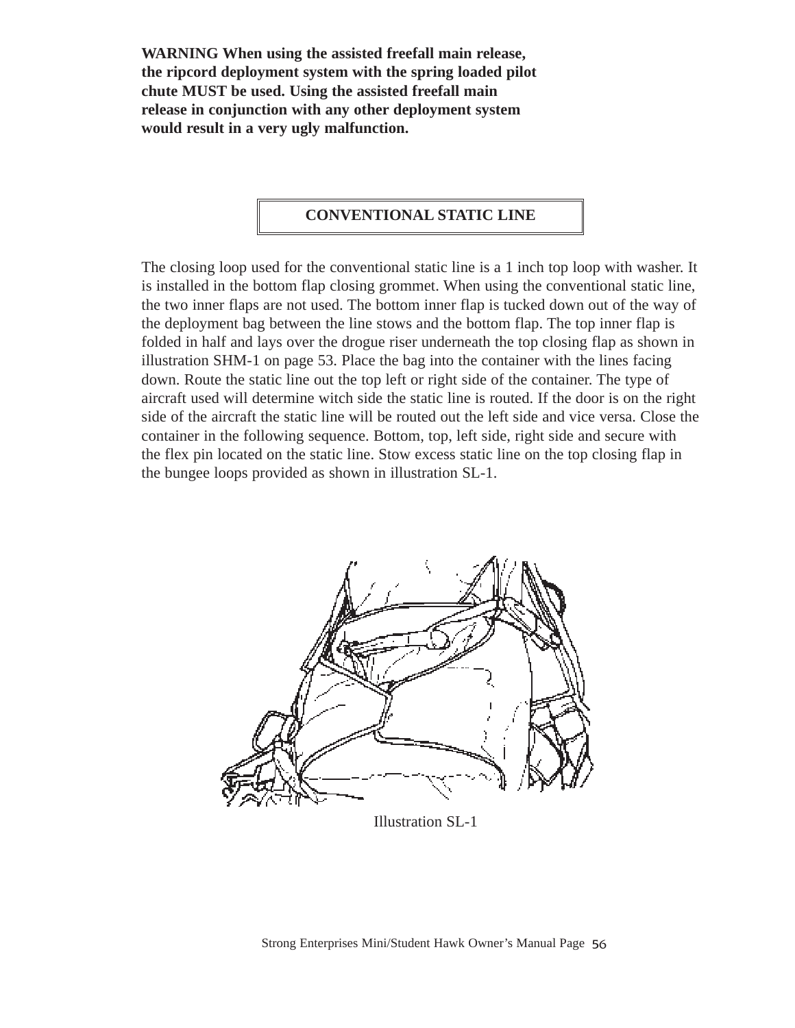**WARNING When using the assisted freefall main release, the ripcord deployment system with the spring loaded pilot chute MUST be used. Using the assisted freefall main release in conjunction with any other deployment system would result in a very ugly malfunction.**

## CONVENTIONAL STATIC LINE

The closing loop used for the conventional static line is a 1 inch top loop with washer. It is installed in the bottom flap closing grommet. When using the conventional static line, the two inner flaps are not used. The bottom inner flap is tucked down out of the way of the deployment bag between the line stows and the bottom flap. The top inner flap is folded in half and lays over the drogue riser underneath the top closing flap as shown in illustration SHM-1 on page 53. Place the bag into the container with the lines facing down. Route the static line out the top left or right side of the container. The type of aircraft used will determine witch side the static line is routed. If the door is on the right side of the aircraft the static line will be routed out the left side and vice versa. Close the container in the following sequence. Bottom, top, left side, right side and secure with the flex pin located on the static line. Stow excess static line on the top closing flap in the bungee loops provided as shown in illustration SL-1.

Illustration SL-1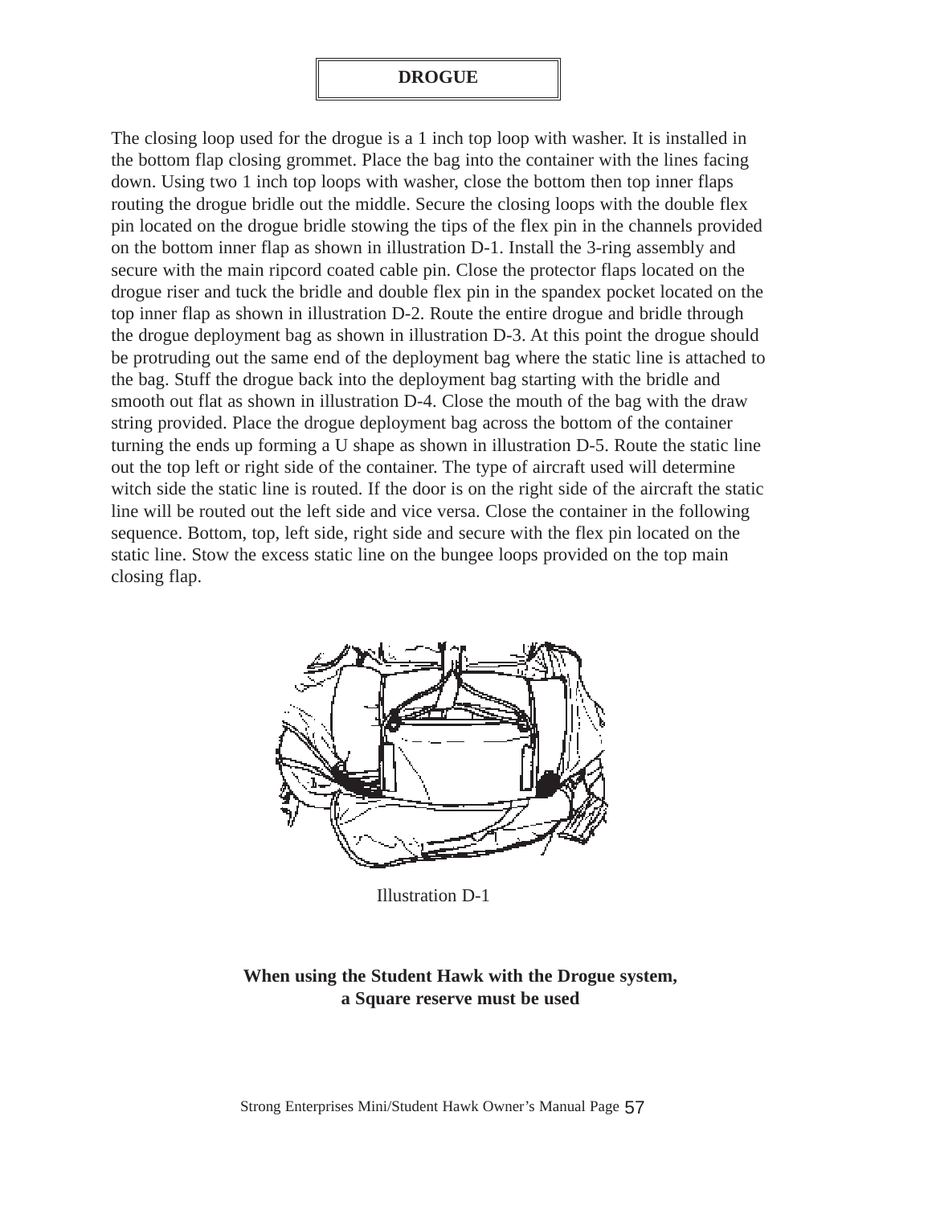# DROGUE

The closing loop used for the drogue is a 1 inch top loop with washer. It is installed in the bottom flap closing grommet. Place the bag into the container with the lines facing down. Using two 1 inch top loops with washer, close the bottom then top inner flaps routing the drogue bridle out the middle. Secure the closing loops with the double flex pin located on the drogue bridle stowing the tips of the flex pin in the channels provided on the bottom inner flap as shown in illustration D-1. Install the 3-ring assembly and secure with the main ripcord coated cable pin. Close the protector flaps located on the drogue riser and tuck the bridle and double flex pin in the spandex pocket located on the top inner flap as shown in illustration D-2. Route the entire drogue and bridle through the drogue deployment bag as shown in illustration D-3. At this point the drogue should be protruding out the same end of the deployment bag where the static line is attached to the bag. Stuff the drogue back into the deployment bag starting with the bridle and smooth out flat as shown in illustration D-4. Close the mouth of the bag with the draw string provided. Place the drogue deployment bag across the bottom of the container turning the ends up forming a U shape as shown in illustration D-5. Route the static line out the top left or right side of the container. The type of aircraft used will determine witch side the static line is routed. If the door is on the right side of the aircraft the static line will be routed out the left side and vice versa. Close the container in the following sequence. Bottom, top, left side, right side and secure with the flex pin located on the static line. Stow the excess static line on the bungee loops provided on the top main closing flap.

Illustration D-1

**When using the Student Hawk with the Drogue system, a Square reserve must be used**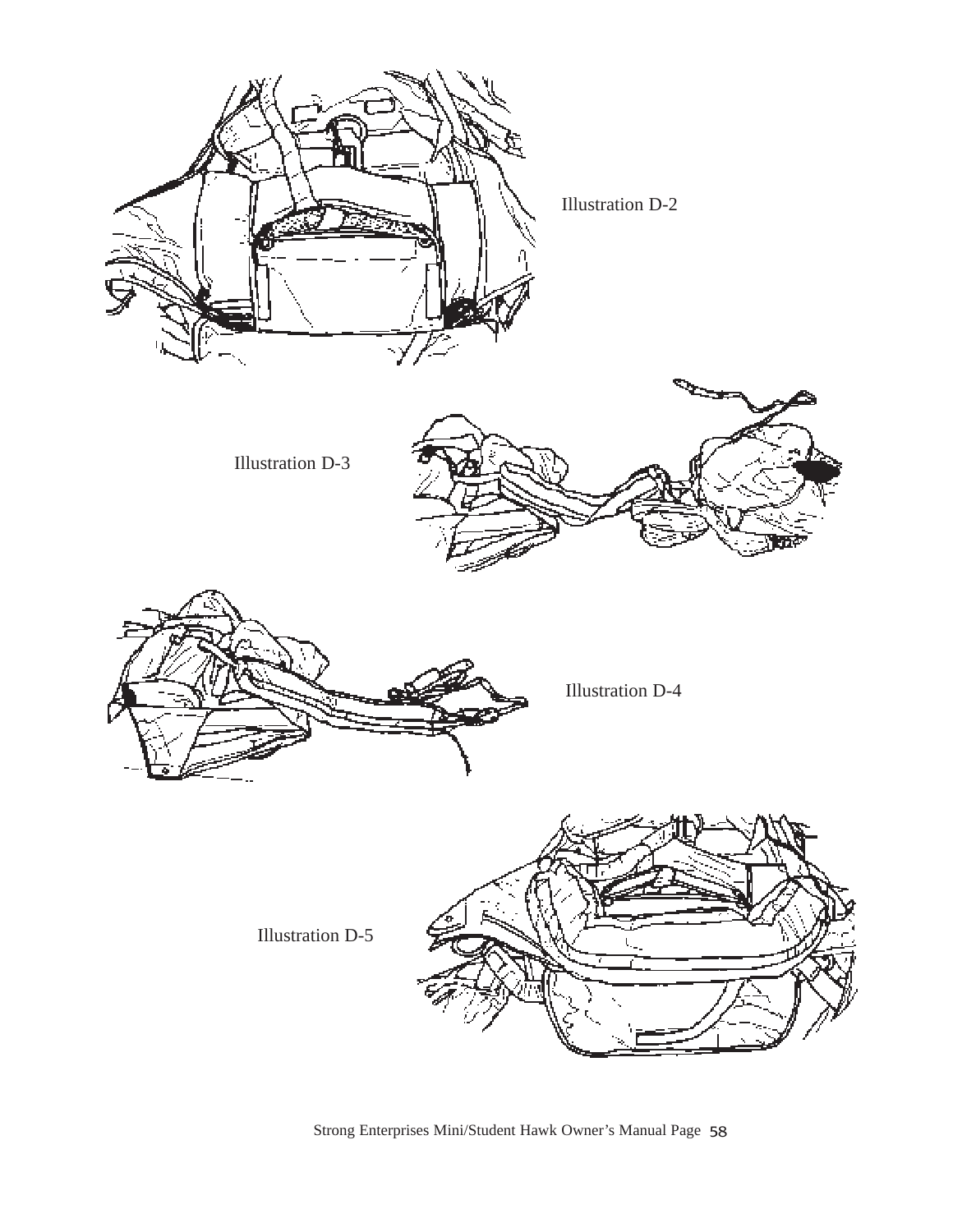Illustration D-2

Illustration D-3

Illustration D-4

Illustration D-5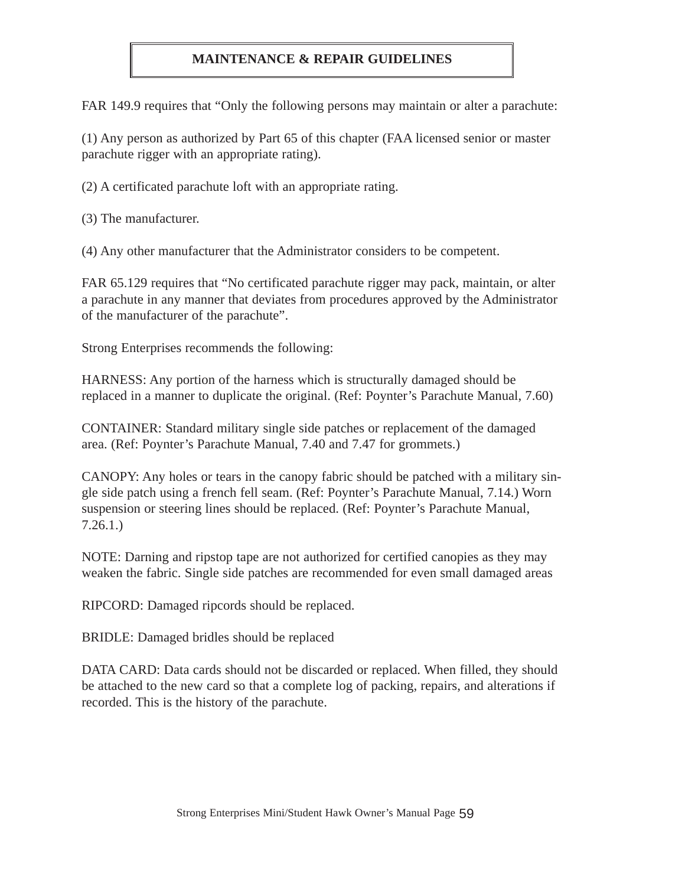## MAINTENANCE & REPAIR GUIDELINES

FAR 149.9 requires that "Only the following persons may maintain or alter a parachute:

(1) Any person as authorized by Part 65 of this chapter (FAA licensed senior or master parachute rigger with an appropriate rating).

(2) A certificated parachute loft with an appropriate rating.

(3) The manufacturer.

(4) Any other manufacturer that the Administrator considers to be competent.

FAR 65.129 requires that "No certificated parachute rigger may pack, maintain, or alter a parachute in any manner that deviates from procedures approved by the Administrator of the manufacturer of the parachute".

Strong Enterprises recommends the following:

HARNESS: Any portion of the harness which is structurally damaged should be replaced in a manner to duplicate the original. (Ref: Poynter's Parachute Manual, 7.60)

CONTAINER: Standard military single side patches or replacement of the damaged area. (Ref: Poynter's Parachute Manual, 7.40 and 7.47 for grommets.)

CANOPY: Any holes or tears in the canopy fabric should be patched with a military single side patch using a french fell seam. (Ref: Poynter's Parachute Manual, 7.14.) Worn suspension or steering lines should be replaced. (Ref: Poynter's Parachute Manual, 7.26.1.)

NOTE: Darning and ripstop tape are not authorized for certified canopies as they may weaken the fabric. Single side patches are recommended for even small damaged areas

RIPCORD: Damaged ripcords should be replaced.

BRIDLE: Damaged bridles should be replaced

DATA CARD: Data cards should not be discarded or replaced. When filled, they should be attached to the new card so that a complete log of packing, repairs, and alterations if recorded. This is the history of the parachute.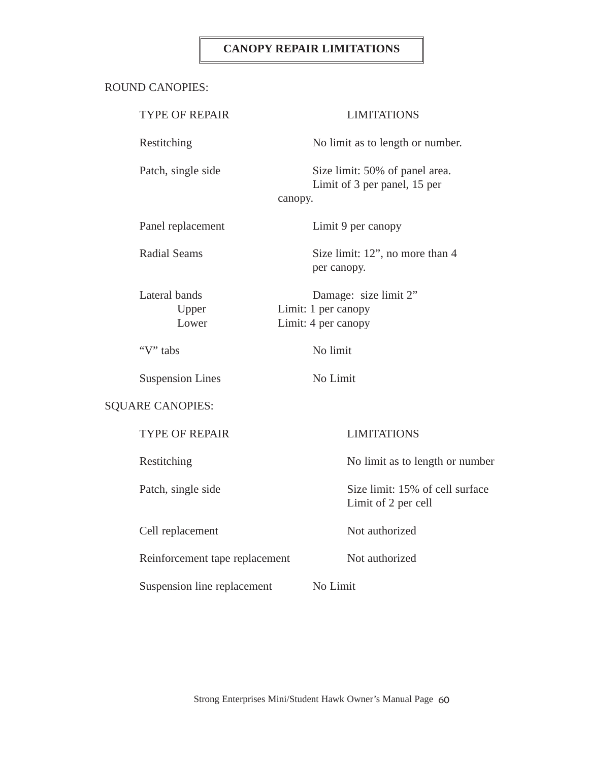# CANOPY REPAIR LIMITATIONS

ROUND CANOPIES:

| TYPE OF REPAIR | LIMITATIONS |
|---|---|
| Restitching | No limit as to length or number. |
| Patch, single side | Size limit: 50% of panel area. Limit of 3 per panel, 15 per canopy. |
| Panel replacement | Limit 9 per canopy |
| Radial Seams | Size limit: 12”, no more than 4 per canopy. |
| Lateral bands | Damage: size limit 2” |
| Upper | Limit: 1 per canopy |
| Lower | Limit: 4 per canopy |
| “V” tabs | No limit |
| Suspension Lines | No Limit |

SQUARE CANOPIES:

| TYPE OF REPAIR | LIMITATIONS |
|---|---|
| Restitching | No limit as to length or number |
| Patch, single side | Size limit: 15% of cell surface<br>Limit of 2 per cell |
| Cell replacement | Not authorized |
| Reinforcement tape replacement | Not authorized |
| Suspension line replacement | No Limit |